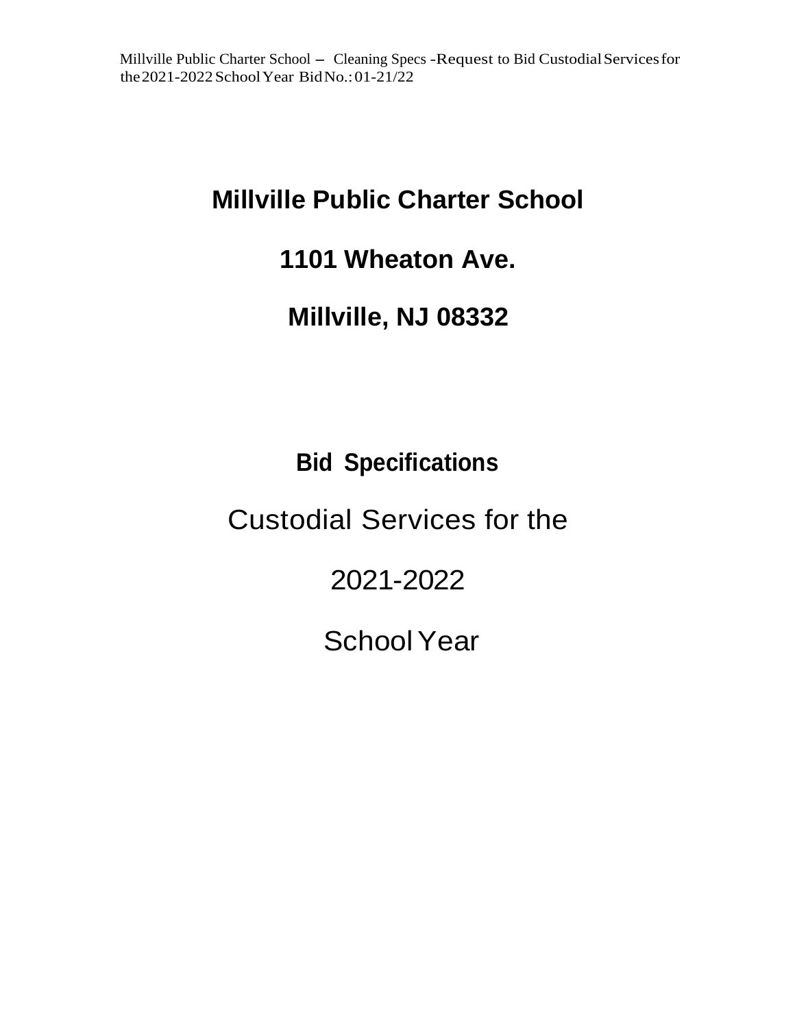# Millville Public Charter School

## 1101 Wheaton Ave.

## Millville, NJ 08332

**Bid Specifications**

Custodial Services for the

2021-2022

School Year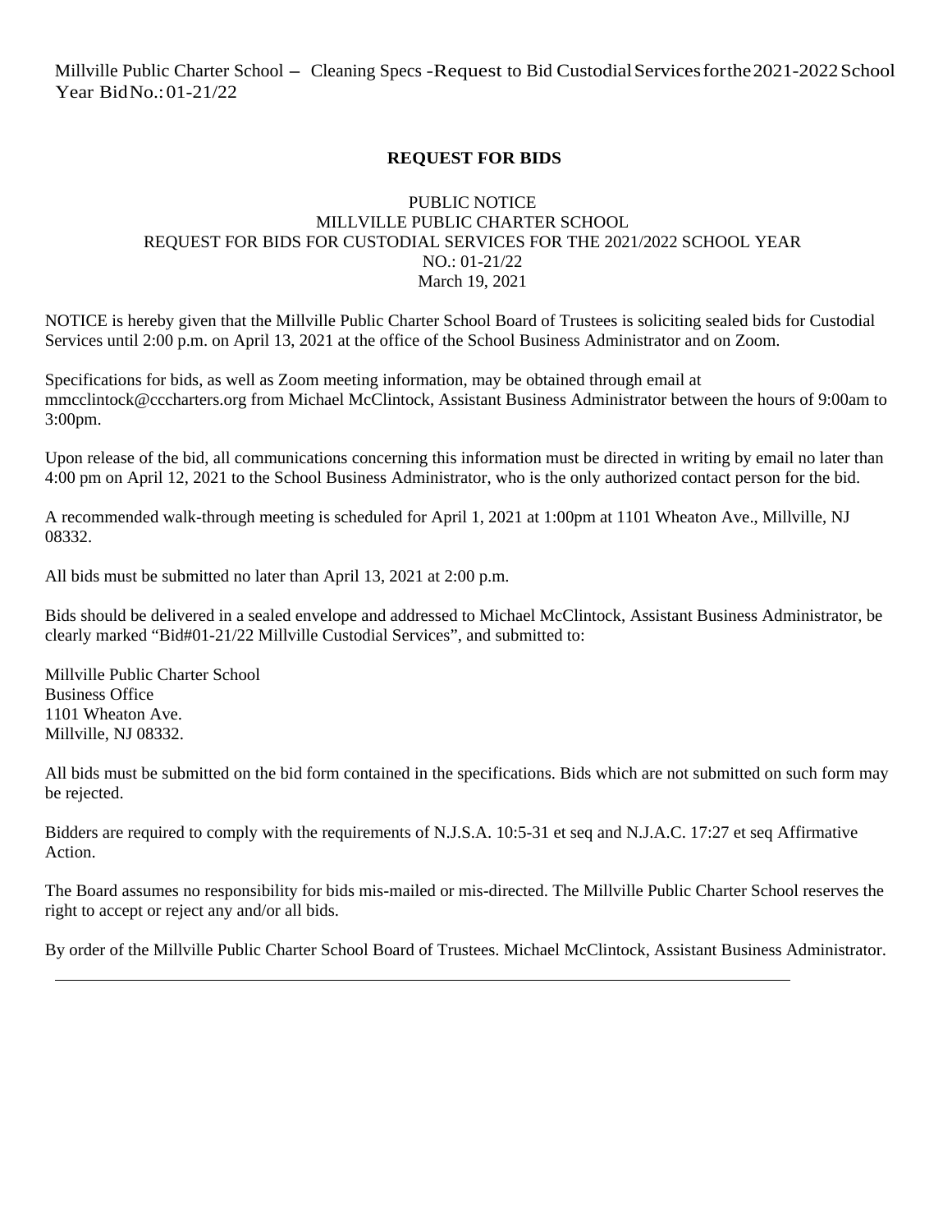## REQUEST FOR BIDS

PUBLIC NOTICE
MILLVILLE PUBLIC CHARTER SCHOOL
REQUEST FOR BIDS FOR CUSTODIAL SERVICES FOR THE 2021/2022 SCHOOL YEAR
NO.: 01-21/22
March 19, 2021

NOTICE is hereby given that the Millville Public Charter School Board of Trustees is soliciting sealed bids for Custodial Services until 2:00 p.m. on April 13, 2021 at the office of the School Business Administrator and on Zoom.

Specifications for bids, as well as Zoom meeting information, may be obtained through email at mmcclintock@cccharters.org from Michael McClintock, Assistant Business Administrator between the hours of 9:00am to 3:00pm.

Upon release of the bid, all communications concerning this information must be directed in writing by email no later than 4:00 pm on April 12, 2021 to the School Business Administrator, who is the only authorized contact person for the bid.

A recommended walk-through meeting is scheduled for April 1, 2021 at 1:00pm at 1101 Wheaton Ave., Millville, NJ 08332.

All bids must be submitted no later than April 13, 2021 at 2:00 p.m.

Bids should be delivered in a sealed envelope and addressed to Michael McClintock, Assistant Business Administrator, be clearly marked "Bid#01-21/22 Millville Custodial Services", and submitted to:

Millville Public Charter School
Business Office
1101 Wheaton Ave.
Millville, NJ 08332.

All bids must be submitted on the bid form contained in the specifications. Bids which are not submitted on such form may be rejected.

Bidders are required to comply with the requirements of N.J.S.A. 10:5-31 et seq and N.J.A.C. 17:27 et seq Affirmative Action.

The Board assumes no responsibility for bids mis-mailed or mis-directed. The Millville Public Charter School reserves the right to accept or reject any and/or all bids.

By order of the Millville Public Charter School Board of Trustees. Michael McClintock, Assistant Business Administrator.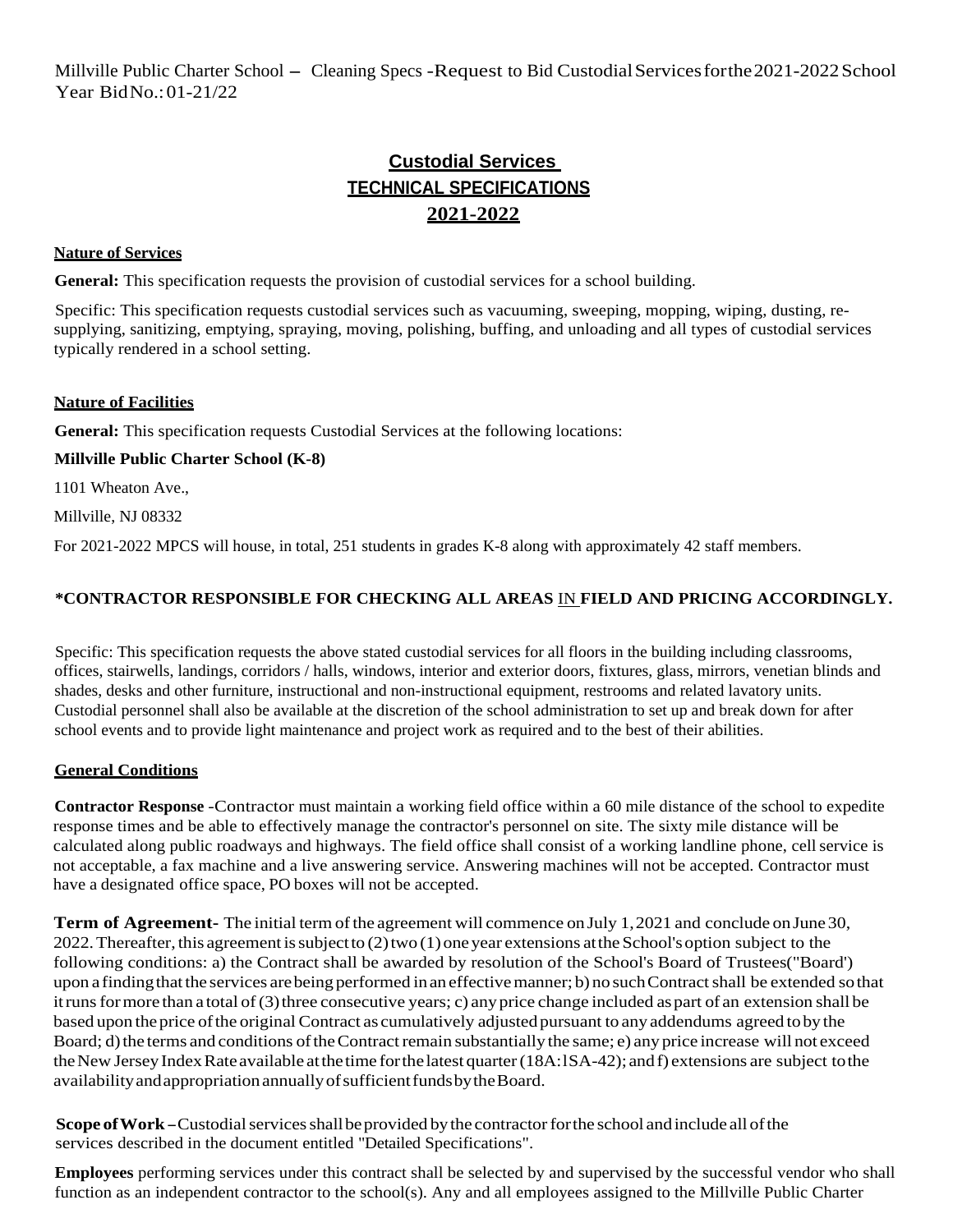Millville Public Charter School – Cleaning Specs -Request to Bid Custodial Services for the 2021-2022 School Year Bid No.: 01-21/22

# Custodial Services
## TECHNICAL SPECIFICATIONS
## 2021-2022

### Nature of Services

**General:** This specification requests the provision of custodial services for a school building.

Specific: This specification requests custodial services such as vacuuming, sweeping, mopping, wiping, dusting, re-supplying, sanitizing, emptying, spraying, moving, polishing, buffing, and unloading and all types of custodial services typically rendered in a school setting.

### Nature of Facilities

**General:** This specification requests Custodial Services at the following locations:

**Millville Public Charter School (K-8)**

1101 Wheaton Ave.,

Millville, NJ 08332

For 2021-2022 MPCS will house, in total, 251 students in grades K-8 along with approximately 42 staff members.

**\*CONTRACTOR RESPONSIBLE FOR CHECKING ALL AREAS IN FIELD AND PRICING ACCORDINGLY.**

Specific: This specification requests the above stated custodial services for all floors in the building including classrooms, offices, stairwells, landings, corridors / halls, windows, interior and exterior doors, fixtures, glass, mirrors, venetian blinds and shades, desks and other furniture, instructional and non-instructional equipment, restrooms and related lavatory units. Custodial personnel shall also be available at the discretion of the school administration to set up and break down for after school events and to provide light maintenance and project work as required and to the best of their abilities.

### General Conditions

**Contractor Response** -Contractor must maintain a working field office within a 60 mile distance of the school to expedite response times and be able to effectively manage the contractor's personnel on site. The sixty mile distance will be calculated along public roadways and highways. The field office shall consist of a working landline phone, cell service is not acceptable, a fax machine and a live answering service. Answering machines will not be accepted. Contractor must have a designated office space, PO boxes will not be accepted.

**Term of Agreement**- The initial term of the agreement will commence on July 1, 2021 and conclude on June 30, 2022. Thereafter, this agreement is subject to (2) two (1) one year extensions at the School's option subject to the following conditions: a) the Contract shall be awarded by resolution of the School's Board of Trustees("Board') upon a finding that the services are being performed in an effective manner; b) no such Contract shall be extended so that it runs for more than a total of (3) three consecutive years; c) any price change included as part of an extension shall be based upon the price of the original Contract as cumulatively adjusted pursuant to any addendums agreed to by the Board; d) the terms and conditions of the Contract remain substantially the same; e) any price increase will not exceed the New Jersey Index Rate available at the time for the latest quarter (18A:lSA-42); and f) extensions are subject to the availability and appropriation annually of sufficient funds by the Board.

**Scope of Work** – Custodial services shall be provided by the contractor for the school and include all of the services described in the document entitled "Detailed Specifications".

**Employees** performing services under this contract shall be selected by and supervised by the successful vendor who shall function as an independent contractor to the school(s). Any and all employees assigned to the Millville Public Charter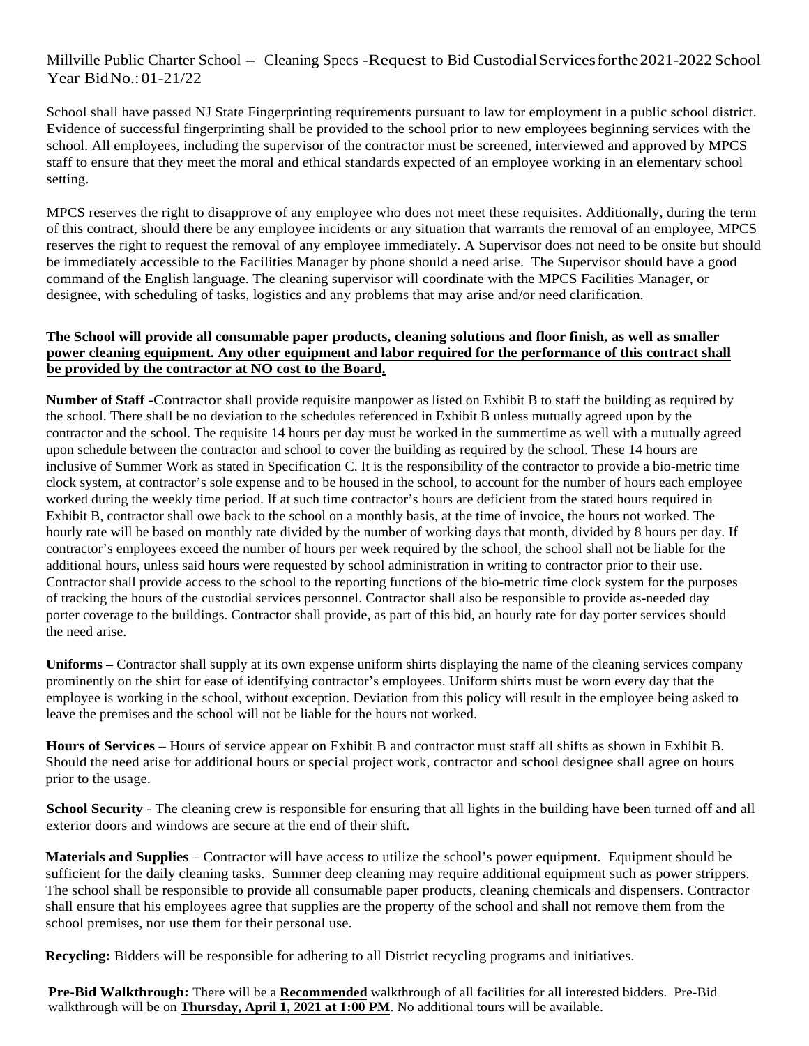Millville Public Charter School – Cleaning Specs -Request to Bid Custodial Services for the 2021-2022 School Year Bid No.: 01-21/22

School shall have passed NJ State Fingerprinting requirements pursuant to law for employment in a public school district. Evidence of successful fingerprinting shall be provided to the school prior to new employees beginning services with the school. All employees, including the supervisor of the contractor must be screened, interviewed and approved by MPCS staff to ensure that they meet the moral and ethical standards expected of an employee working in an elementary school setting.

MPCS reserves the right to disapprove of any employee who does not meet these requisites. Additionally, during the term of this contract, should there be any employee incidents or any situation that warrants the removal of an employee, MPCS reserves the right to request the removal of any employee immediately. A Supervisor does not need to be onsite but should be immediately accessible to the Facilities Manager by phone should a need arise. The Supervisor should have a good command of the English language. The cleaning supervisor will coordinate with the MPCS Facilities Manager, or designee, with scheduling of tasks, logistics and any problems that may arise and/or need clarification.

**The School will provide all consumable paper products, cleaning solutions and floor finish, as well as smaller power cleaning equipment. Any other equipment and labor required for the performance of this contract shall be provided by the contractor at NO cost to the Board.**

**Number of Staff** -Contractor shall provide requisite manpower as listed on Exhibit B to staff the building as required by the school. There shall be no deviation to the schedules referenced in Exhibit B unless mutually agreed upon by the contractor and the school. The requisite 14 hours per day must be worked in the summertime as well with a mutually agreed upon schedule between the contractor and school to cover the building as required by the school. These 14 hours are inclusive of Summer Work as stated in Specification C. It is the responsibility of the contractor to provide a bio-metric time clock system, at contractor's sole expense and to be housed in the school, to account for the number of hours each employee worked during the weekly time period. If at such time contractor's hours are deficient from the stated hours required in Exhibit B, contractor shall owe back to the school on a monthly basis, at the time of invoice, the hours not worked. The hourly rate will be based on monthly rate divided by the number of working days that month, divided by 8 hours per day. If contractor's employees exceed the number of hours per week required by the school, the school shall not be liable for the additional hours, unless said hours were requested by school administration in writing to contractor prior to their use. Contractor shall provide access to the school to the reporting functions of the bio-metric time clock system for the purposes of tracking the hours of the custodial services personnel. Contractor shall also be responsible to provide as-needed day porter coverage to the buildings. Contractor shall provide, as part of this bid, an hourly rate for day porter services should the need arise.

**Uniforms –** Contractor shall supply at its own expense uniform shirts displaying the name of the cleaning services company prominently on the shirt for ease of identifying contractor's employees. Uniform shirts must be worn every day that the employee is working in the school, without exception. Deviation from this policy will result in the employee being asked to leave the premises and the school will not be liable for the hours not worked.

**Hours of Services** – Hours of service appear on Exhibit B and contractor must staff all shifts as shown in Exhibit B. Should the need arise for additional hours or special project work, contractor and school designee shall agree on hours prior to the usage.

**School Security** - The cleaning crew is responsible for ensuring that all lights in the building have been turned off and all exterior doors and windows are secure at the end of their shift.

**Materials and Supplies** – Contractor will have access to utilize the school's power equipment. Equipment should be sufficient for the daily cleaning tasks. Summer deep cleaning may require additional equipment such as power strippers. The school shall be responsible to provide all consumable paper products, cleaning chemicals and dispensers. Contractor shall ensure that his employees agree that supplies are the property of the school and shall not remove them from the school premises, nor use them for their personal use.

**Recycling:** Bidders will be responsible for adhering to all District recycling programs and initiatives.

**Pre-Bid Walkthrough:** There will be a **Recommended** walkthrough of all facilities for all interested bidders. Pre-Bid walkthrough will be on **Thursday, April 1, 2021 at 1:00 PM**. No additional tours will be available.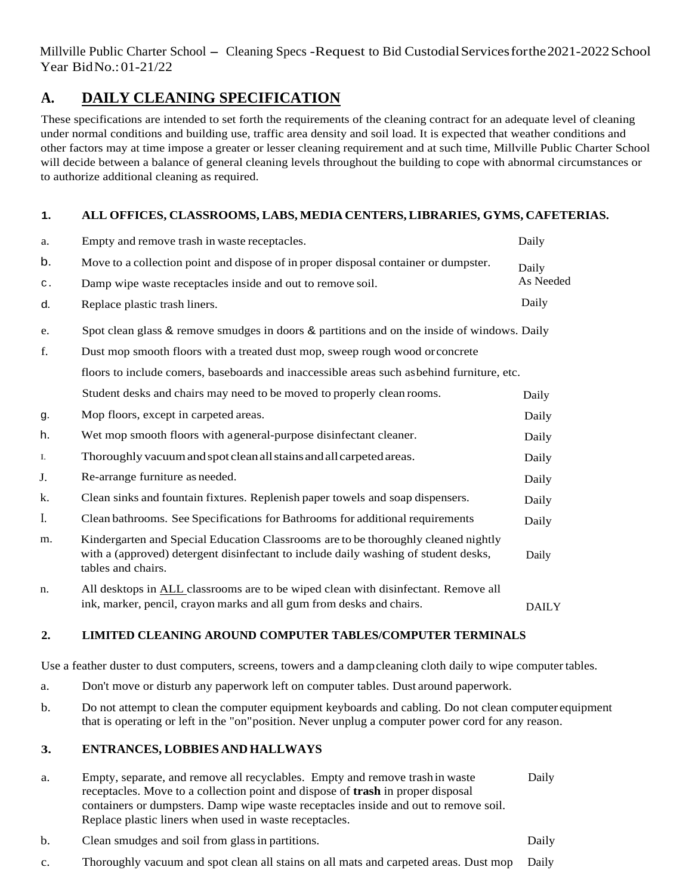Millville Public Charter School – Cleaning Specs -Request to Bid Custodial Services for the 2021-2022 School Year Bid No.: 01-21/22

## A. DAILY CLEANING SPECIFICATION

These specifications are intended to set forth the requirements of the cleaning contract for an adequate level of cleaning under normal conditions and building use, traffic area density and soil load. It is expected that weather conditions and other factors may at time impose a greater or lesser cleaning requirement and at such time, Millville Public Charter School will decide between a balance of general cleaning levels throughout the building to cope with abnormal circumstances or to authorize additional cleaning as required.

### 1. ALL OFFICES, CLASSROOMS, LABS, MEDIA CENTERS, LIBRARIES, GYMS, CAFETERIAS.

| | | |
|---|---|---|
| a. | Empty and remove trash in waste receptacles. | Daily |
| b. | Move to a collection point and dispose of in proper disposal container or dumpster. | Daily |
| c. | Damp wipe waste receptacles inside and out to remove soil. | As Needed |
| d. | Replace plastic trash liners. | Daily |
| e. | Spot clean glass & remove smudges in doors & partitions and on the inside of windows. | Daily |
| f. | Dust mop smooth floors with a treated dust mop, sweep rough wood or concrete floors to include comers, baseboards and inaccessible areas such as behind furniture, etc. Student desks and chairs may need to be moved to properly clean rooms. | Daily |
| g. | Mop floors, except in carpeted areas. | Daily |
| h. | Wet mop smooth floors with a general-purpose disinfectant cleaner. | Daily |
| I. | Thoroughly vacuum and spot clean all stains and all carpeted areas. | Daily |
| J. | Re-arrange furniture as needed. | Daily |
| k. | Clean sinks and fountain fixtures. Replenish paper towels and soap dispensers. | Daily |
| l. | Clean bathrooms. See Specifications for Bathrooms for additional requirements | Daily |
| m. | Kindergarten and Special Education Classrooms are to be thoroughly cleaned nightly with a (approved) detergent disinfectant to include daily washing of student desks, tables and chairs. | Daily |
| n. | All desktops in ALL classrooms are to be wiped clean with disinfectant. Remove all ink, marker, pencil, crayon marks and all gum from desks and chairs. | DAILY |

### 2. LIMITED CLEANING AROUND COMPUTER TABLES/COMPUTER TERMINALS

Use a feather duster to dust computers, screens, towers and a damp cleaning cloth daily to wipe computer tables.

a. Don't move or disturb any paperwork left on computer tables. Dust around paperwork.

b. Do not attempt to clean the computer equipment keyboards and cabling. Do not clean computer equipment that is operating or left in the "on" position. Never unplug a computer power cord for any reason.

### 3. ENTRANCES, LOBBIES AND HALLWAYS

| | | |
|---|---|---|
| a. | Empty, separate, and remove all recyclables. Empty and remove trash in waste receptacles. Move to a collection point and dispose of **trash** in proper disposal containers or dumpsters. Damp wipe waste receptacles inside and out to remove soil. Replace plastic liners when used in waste receptacles. | Daily |
| b. | Clean smudges and soil from glass in partitions. | Daily |
| c. | Thoroughly vacuum and spot clean all stains on all mats and carpeted areas. Dust mop | Daily |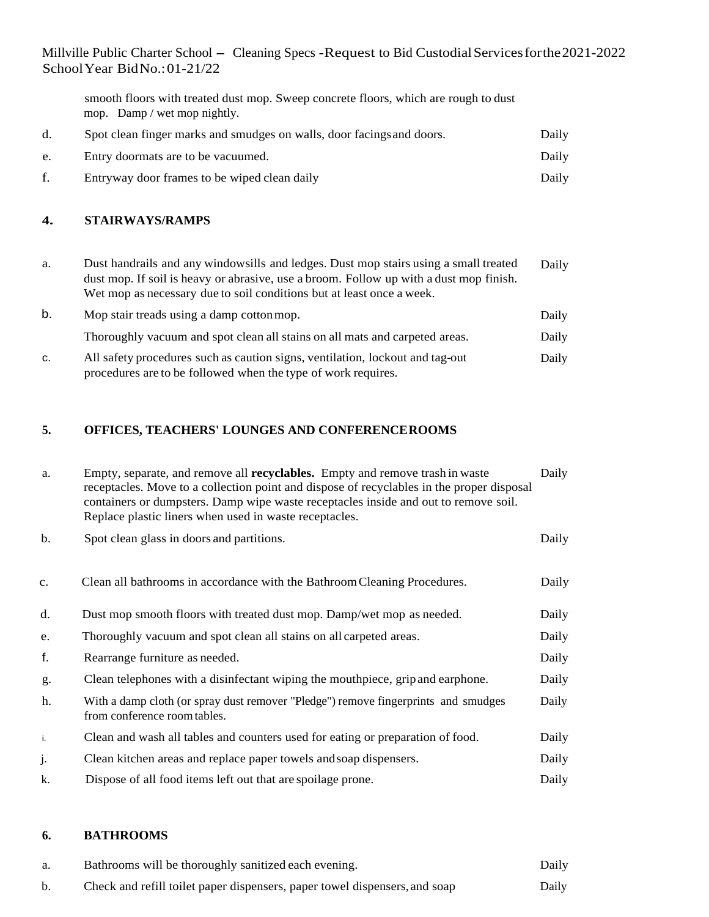smooth floors with treated dust mop. Sweep concrete floors, which are rough to dust mop. Damp / wet mop nightly.

| | | |
|---|---|---|
| d. | Spot clean finger marks and smudges on walls, door facings and doors. | Daily |
| e. | Entry doormats are to be vacuumed. | Daily |
| f. | Entryway door frames to be wiped clean daily | Daily |

## 4. STAIRWAYS/RAMPS

| | | |
|---|---|---|
| a. | Dust handrails and any windowsills and ledges. Dust mop stairs using a small treated dust mop. If soil is heavy or abrasive, use a broom. Follow up with a dust mop finish. Wet mop as necessary due to soil conditions but at least once a week. | Daily |
| b. | Mop stair treads using a damp cotton mop. | Daily |
| | Thoroughly vacuum and spot clean all stains on all mats and carpeted areas. | Daily |
| c. | All safety procedures such as caution signs, ventilation, lockout and tag-out procedures are to be followed when the type of work requires. | Daily |

## 5. OFFICES, TEACHERS' LOUNGES AND CONFERENCE ROOMS

| | | |
|---|---|---|
| a. | Empty, separate, and remove all **recyclables.** Empty and remove trash in waste receptacles. Move to a collection point and dispose of recyclables in the proper disposal containers or dumpsters. Damp wipe waste receptacles inside and out to remove soil. Replace plastic liners when used in waste receptacles. | Daily |
| b. | Spot clean glass in doors and partitions. | Daily |
| c. | Clean all bathrooms in accordance with the Bathroom Cleaning Procedures. | Daily |
| d. | Dust mop smooth floors with treated dust mop. Damp/wet mop as needed. | Daily |
| e. | Thoroughly vacuum and spot clean all stains on all carpeted areas. | Daily |
| f. | Rearrange furniture as needed. | Daily |
| g. | Clean telephones with a disinfectant wiping the mouthpiece, grip and earphone. | Daily |
| h. | With a damp cloth (or spray dust remover "Pledge") remove fingerprints and smudges from conference room tables. | Daily |
| i. | Clean and wash all tables and counters used for eating or preparation of food. | Daily |
| j. | Clean kitchen areas and replace paper towels and soap dispensers. | Daily |
| k. | Dispose of all food items left out that are spoilage prone. | Daily |

## 6. BATHROOMS

| | | |
|---|---|---|
| a. | Bathrooms will be thoroughly sanitized each evening. | Daily |
| b. | Check and refill toilet paper dispensers, paper towel dispensers, and soap | Daily |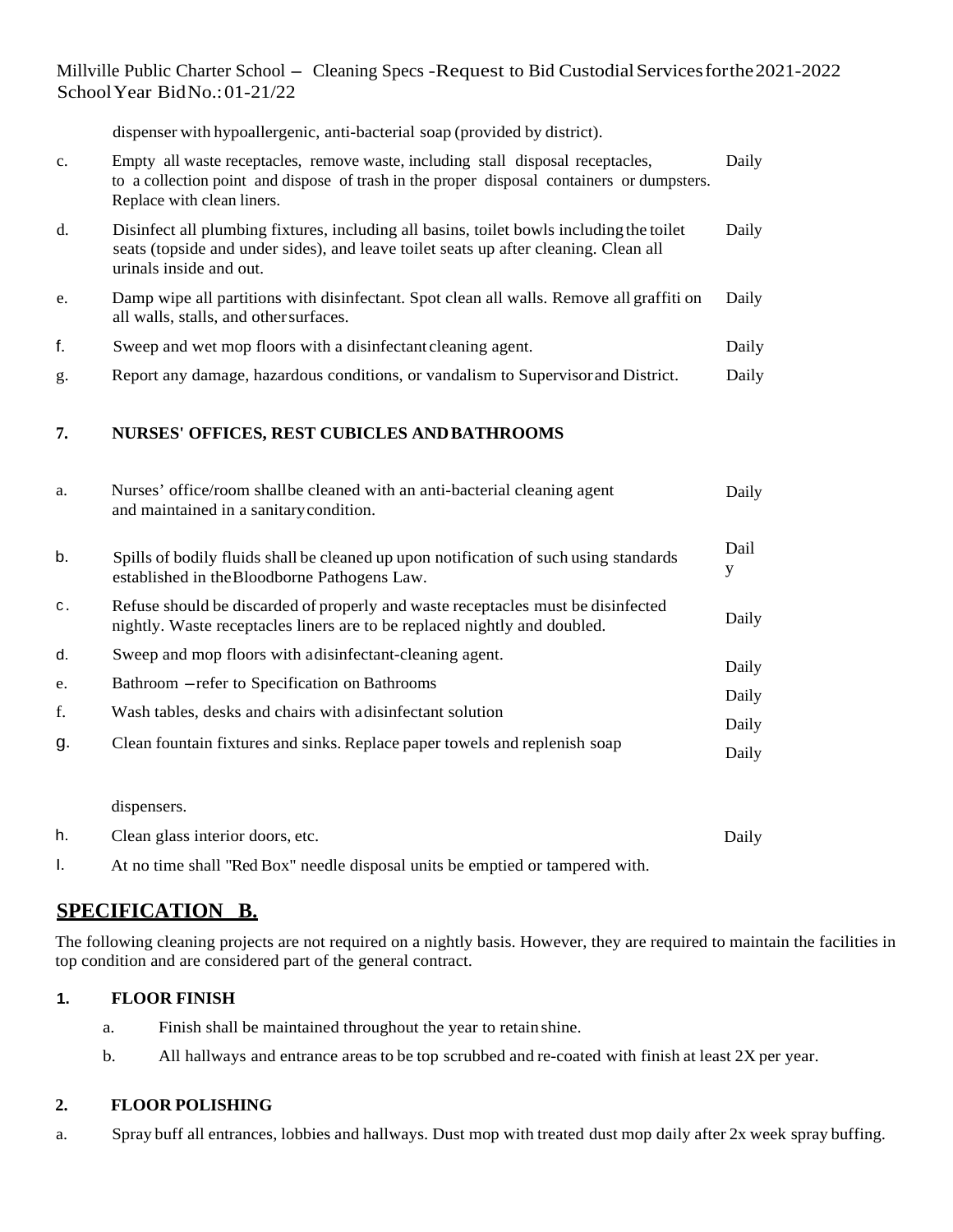dispenser with hypoallergenic, anti-bacterial soap (provided by district).

| | | |
|---|---|---|
| c. | Empty all waste receptacles, remove waste, including stall disposal receptacles, to a collection point and dispose of trash in the proper disposal containers or dumpsters. Replace with clean liners. | Daily |
| d. | Disinfect all plumbing fixtures, including all basins, toilet bowls including the toilet seats (topside and under sides), and leave toilet seats up after cleaning. Clean all urinals inside and out. | Daily |
| e. | Damp wipe all partitions with disinfectant. Spot clean all walls. Remove all graffiti on all walls, stalls, and other surfaces. | Daily |
| f. | Sweep and wet mop floors with a disinfectant cleaning agent. | Daily |
| g. | Report any damage, hazardous conditions, or vandalism to Supervisor and District. | Daily |

**7. NURSES' OFFICES, REST CUBICLES AND BATHROOMS**

| | | |
|---|---|---|
| a. | Nurses' office/room shall be cleaned with an anti-bacterial cleaning agent and maintained in a sanitary condition. | Daily |
| b. | Spills of bodily fluids shall be cleaned up upon notification of such using standards established in the Bloodborne Pathogens Law. | Daily |
| c. | Refuse should be discarded of properly and waste receptacles must be disinfected nightly. Waste receptacles liners are to be replaced nightly and doubled. | Daily |
| d. | Sweep and mop floors with a disinfectant-cleaning agent. | Daily |
| e. | Bathroom – refer to Specification on Bathrooms | Daily |
| f. | Wash tables, desks and chairs with a disinfectant solution | Daily |
| g. | Clean fountain fixtures and sinks. Replace paper towels and replenish soap dispensers. | Daily |
| h. | Clean glass interior doors, etc. | Daily |
| I. | At no time shall "Red Box" needle disposal units be emptied or tampered with. | |

## SPECIFICATION B.

The following cleaning projects are not required on a nightly basis. However, they are required to maintain the facilities in top condition and are considered part of the general contract.

**1. FLOOR FINISH**

a. Finish shall be maintained throughout the year to retain shine.

b. All hallways and entrance areas to be top scrubbed and re-coated with finish at least 2X per year.

**2. FLOOR POLISHING**

a. Spray buff all entrances, lobbies and hallways. Dust mop with treated dust mop daily after 2x week spray buffing.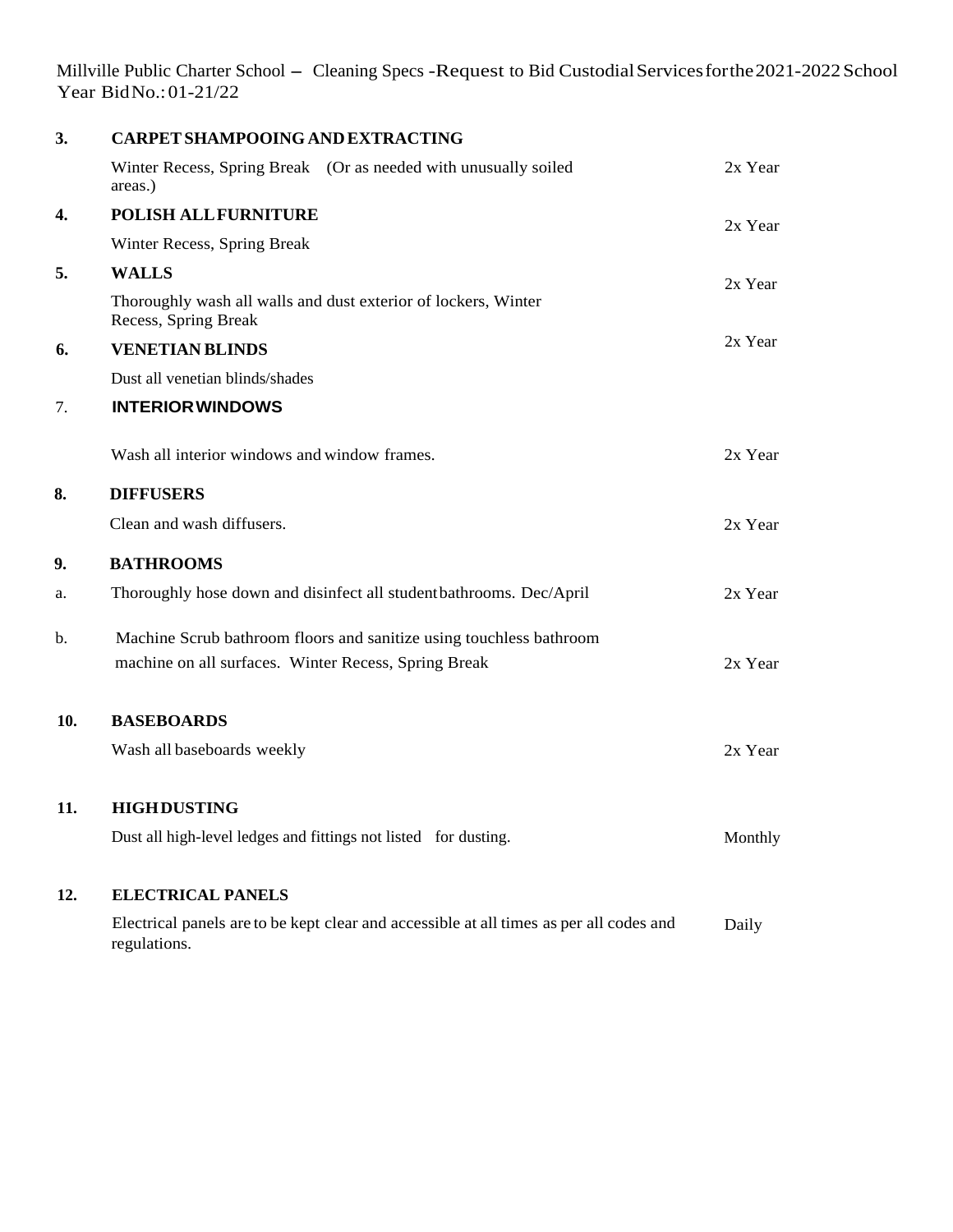Millville Public Charter School – Cleaning Specs - Request to Bid Custodial Services for the 2021-2022 School Year Bid No.: 01-21/22

| | | |
|---|---|---|
| **3.** | **CARPET SHAMPOOING AND EXTRACTING** | |
| | Winter Recess, Spring Break (Or as needed with unusually soiled areas.) | 2x Year |
| **4.** | **POLISH ALL FURNITURE** | 2x Year |
| | Winter Recess, Spring Break | |
| **5.** | **WALLS** | 2x Year |
| | Thoroughly wash all walls and dust exterior of lockers, Winter Recess, Spring Break | |
| **6.** | **VENETIAN BLINDS** | 2x Year |
| | Dust all venetian blinds/shades | |
| 7. | **INTERIOR WINDOWS** | |
| | Wash all interior windows and window frames. | 2x Year |
| **8.** | **DIFFUSERS** | |
| | Clean and wash diffusers. | 2x Year |
| **9.** | **BATHROOMS** | |
| a. | Thoroughly hose down and disinfect all student bathrooms. Dec/April | 2x Year |
| b. | Machine Scrub bathroom floors and sanitize using touchless bathroom machine on all surfaces. Winter Recess, Spring Break | 2x Year |
| **10.** | **BASEBOARDS** | |
| | Wash all baseboards weekly | 2x Year |
| **11.** | **HIGH DUSTING** | |
| | Dust all high-level ledges and fittings not listed for dusting. | Monthly |
| **12.** | **ELECTRICAL PANELS** | |
| | Electrical panels are to be kept clear and accessible at all times as per all codes and regulations. | Daily |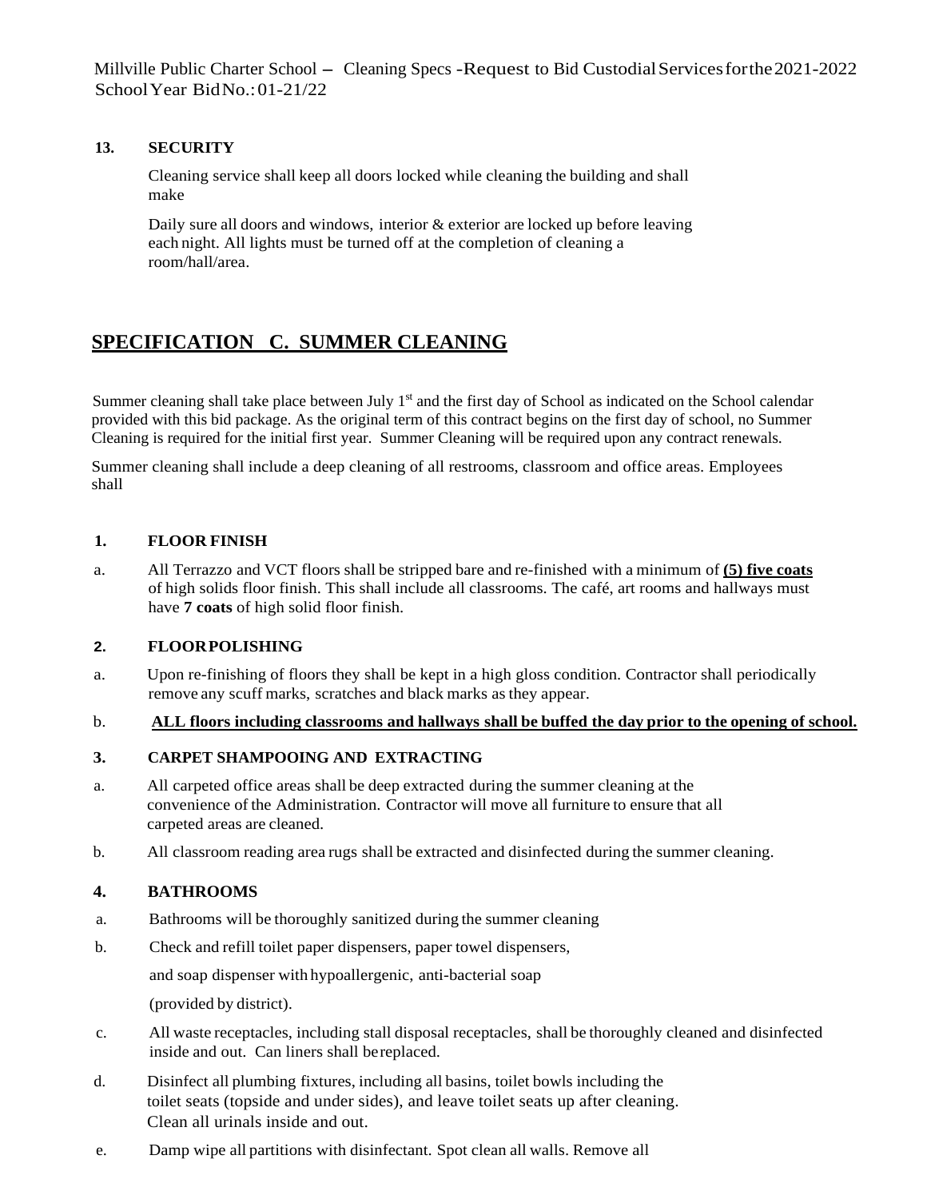**13. SECURITY**

Cleaning service shall keep all doors locked while cleaning the building and shall make

Daily sure all doors and windows, interior & exterior are locked up before leaving each night. All lights must be turned off at the completion of cleaning a room/hall/area.

## SPECIFICATION C. SUMMER CLEANING

Summer cleaning shall take place between July 1st and the first day of School as indicated on the School calendar provided with this bid package. As the original term of this contract begins on the first day of school, no Summer Cleaning is required for the initial first year. Summer Cleaning will be required upon any contract renewals.

Summer cleaning shall include a deep cleaning of all restrooms, classroom and office areas. Employees shall

**1. FLOOR FINISH**

a. All Terrazzo and VCT floors shall be stripped bare and re-finished with a minimum of **(5) five coats** of high solids floor finish. This shall include all classrooms. The café, art rooms and hallways must have **7 coats** of high solid floor finish.

**2. FLOOR POLISHING**

a. Upon re-finishing of floors they shall be kept in a high gloss condition. Contractor shall periodically remove any scuff marks, scratches and black marks as they appear.

b. **ALL floors including classrooms and hallways shall be buffed the day prior to the opening of school.**

**3. CARPET SHAMPOOING AND EXTRACTING**

a. All carpeted office areas shall be deep extracted during the summer cleaning at the convenience of the Administration. Contractor will move all furniture to ensure that all carpeted areas are cleaned.

b. All classroom reading area rugs shall be extracted and disinfected during the summer cleaning.

**4. BATHROOMS**

a. Bathrooms will be thoroughly sanitized during the summer cleaning

b. Check and refill toilet paper dispensers, paper towel dispensers, and soap dispenser with hypoallergenic, anti-bacterial soap (provided by district).

c. All waste receptacles, including stall disposal receptacles, shall be thoroughly cleaned and disinfected inside and out. Can liners shall be replaced.

d. Disinfect all plumbing fixtures, including all basins, toilet bowls including the toilet seats (topside and under sides), and leave toilet seats up after cleaning. Clean all urinals inside and out.

e. Damp wipe all partitions with disinfectant. Spot clean all walls. Remove all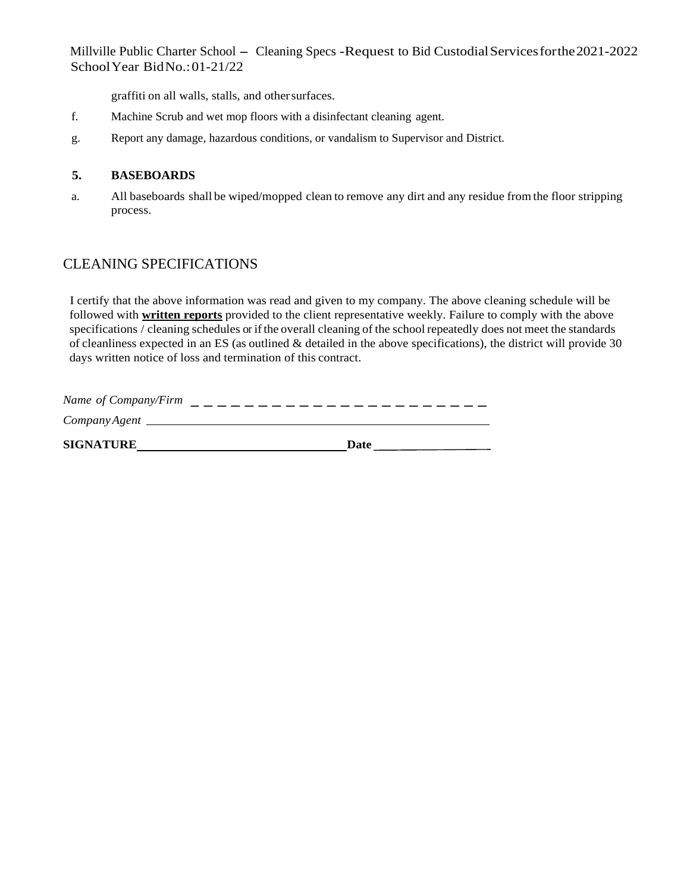graffiti on all walls, stalls, and other surfaces.

f. Machine Scrub and wet mop floors with a disinfectant cleaning agent.

g. Report any damage, hazardous conditions, or vandalism to Supervisor and District.

**5. BASEBOARDS**

a. All baseboards shall be wiped/mopped clean to remove any dirt and any residue from the floor stripping process.

## CLEANING SPECIFICATIONS

I certify that the above information was read and given to my company. The above cleaning schedule will be followed with **written reports** provided to the client representative weekly. Failure to comply with the above specifications / cleaning schedules or if the overall cleaning of the school repeatedly does not meet the standards of cleanliness expected in an ES (as outlined & detailed in the above specifications), the district will provide 30 days written notice of loss and termination of this contract.

*Name of Company/Firm* _______________________

*Company Agent* _______________________

**SIGNATURE** _______________________ **Date** ____________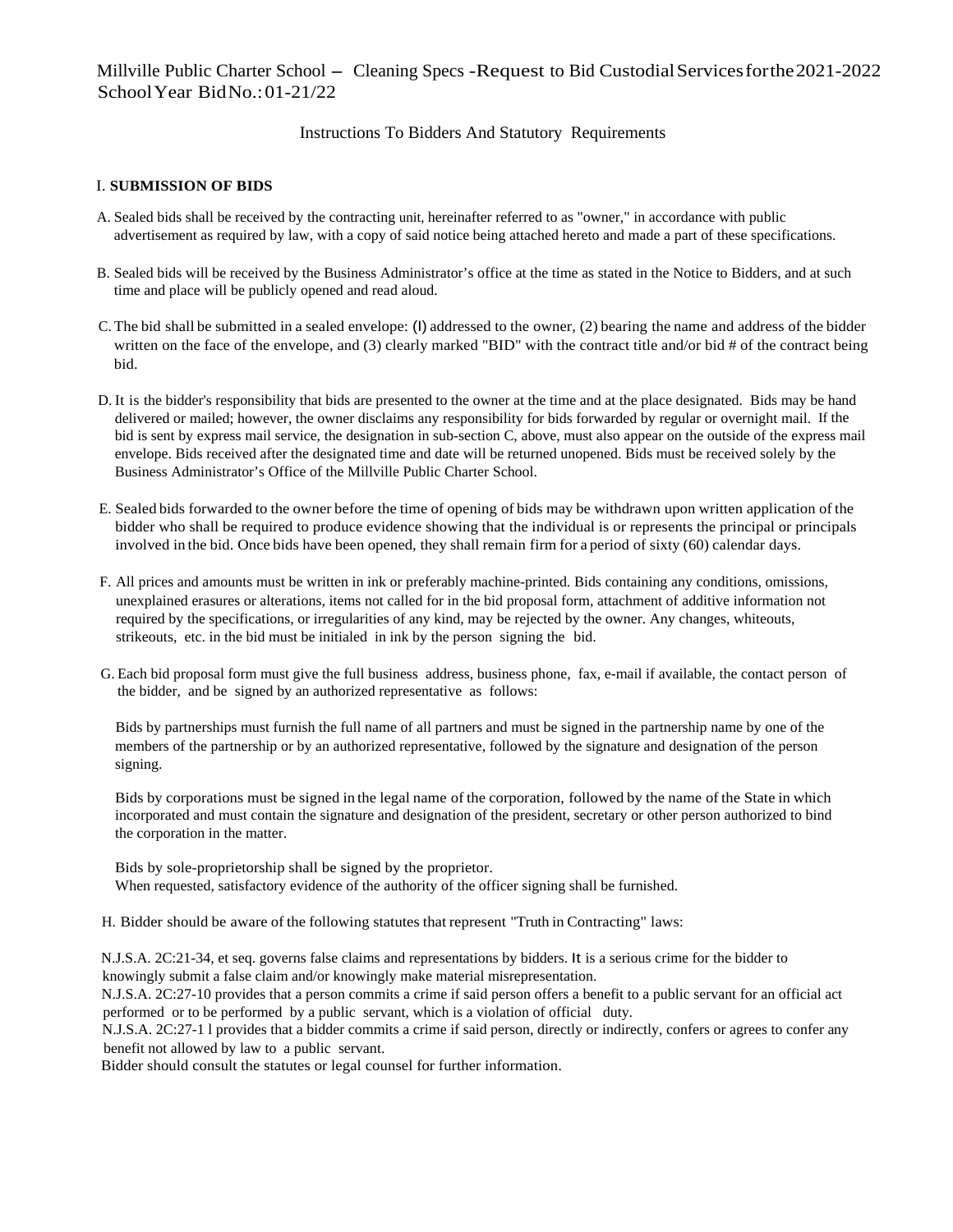Millville Public Charter School – Cleaning Specs -Request to Bid Custodial Services for the 2021-2022 School Year Bid No.: 01-21/22

Instructions To Bidders And Statutory Requirements

## I. SUBMISSION OF BIDS

A. Sealed bids shall be received by the contracting unit, hereinafter referred to as "owner," in accordance with public advertisement as required by law, with a copy of said notice being attached hereto and made a part of these specifications.

B. Sealed bids will be received by the Business Administrator's office at the time as stated in the Notice to Bidders, and at such time and place will be publicly opened and read aloud.

C. The bid shall be submitted in a sealed envelope: (l) addressed to the owner, (2) bearing the name and address of the bidder written on the face of the envelope, and (3) clearly marked "BID" with the contract title and/or bid # of the contract being bid.

D. It is the bidder's responsibility that bids are presented to the owner at the time and at the place designated. Bids may be hand delivered or mailed; however, the owner disclaims any responsibility for bids forwarded by regular or overnight mail. If the bid is sent by express mail service, the designation in sub-section C, above, must also appear on the outside of the express mail envelope. Bids received after the designated time and date will be returned unopened. Bids must be received solely by the Business Administrator's Office of the Millville Public Charter School.

E. Sealed bids forwarded to the owner before the time of opening of bids may be withdrawn upon written application of the bidder who shall be required to produce evidence showing that the individual is or represents the principal or principals involved in the bid. Once bids have been opened, they shall remain firm for a period of sixty (60) calendar days.

F. All prices and amounts must be written in ink or preferably machine-printed. Bids containing any conditions, omissions, unexplained erasures or alterations, items not called for in the bid proposal form, attachment of additive information not required by the specifications, or irregularities of any kind, may be rejected by the owner. Any changes, whiteouts, strikeouts, etc. in the bid must be initialed in ink by the person signing the bid.

G. Each bid proposal form must give the full business address, business phone, fax, e-mail if available, the contact person of the bidder, and be signed by an authorized representative as follows:

Bids by partnerships must furnish the full name of all partners and must be signed in the partnership name by one of the members of the partnership or by an authorized representative, followed by the signature and designation of the person signing.

Bids by corporations must be signed in the legal name of the corporation, followed by the name of the State in which incorporated and must contain the signature and designation of the president, secretary or other person authorized to bind the corporation in the matter.

Bids by sole-proprietorship shall be signed by the proprietor.
When requested, satisfactory evidence of the authority of the officer signing shall be furnished.

H. Bidder should be aware of the following statutes that represent "Truth in Contracting" laws:

N.J.S.A. 2C:21-34, et seq. governs false claims and representations by bidders. It is a serious crime for the bidder to knowingly submit a false claim and/or knowingly make material misrepresentation.
N.J.S.A. 2C:27-10 provides that a person commits a crime if said person offers a benefit to a public servant for an official act performed or to be performed by a public servant, which is a violation of official duty.
N.J.S.A. 2C:27-1 l provides that a bidder commits a crime if said person, directly or indirectly, confers or agrees to confer any benefit not allowed by law to a public servant.
Bidder should consult the statutes or legal counsel for further information.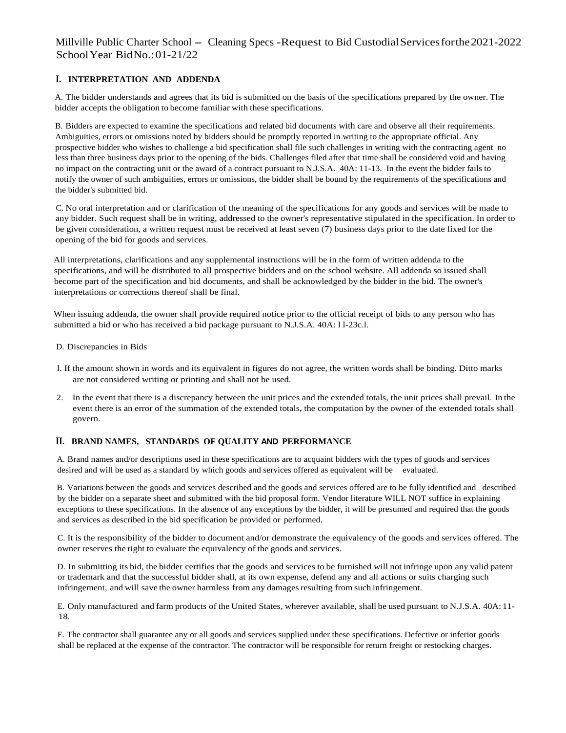Millville Public Charter School – Cleaning Specs -Request to Bid Custodial Services for the 2021-2022 School Year Bid No.: 01-21/22

## I. INTERPRETATION AND ADDENDA

A. The bidder understands and agrees that its bid is submitted on the basis of the specifications prepared by the owner. The bidder accepts the obligation to become familiar with these specifications.

B. Bidders are expected to examine the specifications and related bid documents with care and observe all their requirements. Ambiguities, errors or omissions noted by bidders should be promptly reported in writing to the appropriate official. Any prospective bidder who wishes to challenge a bid specification shall file such challenges in writing with the contracting agent no less than three business days prior to the opening of the bids. Challenges filed after that time shall be considered void and having no impact on the contracting unit or the award of a contract pursuant to N.J.S.A. 40A: 11-13. In the event the bidder fails to notify the owner of such ambiguities, errors or omissions, the bidder shall be bound by the requirements of the specifications and the bidder's submitted bid.

C. No oral interpretation and or clarification of the meaning of the specifications for any goods and services will be made to any bidder. Such request shall be in writing, addressed to the owner's representative stipulated in the specification. In order to be given consideration, a written request must be received at least seven (7) business days prior to the date fixed for the opening of the bid for goods and services.

All interpretations, clarifications and any supplemental instructions will be in the form of written addenda to the specifications, and will be distributed to all prospective bidders and on the school website. All addenda so issued shall become part of the specification and bid documents, and shall be acknowledged by the bidder in the bid. The owner's interpretations or corrections thereof shall be final.

When issuing addenda, the owner shall provide required notice prior to the official receipt of bids to any person who has submitted a bid or who has received a bid package pursuant to N.J.S.A. 40A: l l-23c.l.

D. Discrepancies in Bids

l. If the amount shown in words and its equivalent in figures do not agree, the written words shall be binding. Ditto marks are not considered writing or printing and shall not be used.

2. In the event that there is a discrepancy between the unit prices and the extended totals, the unit prices shall prevail. In the event there is an error of the summation of the extended totals, the computation by the owner of the extended totals shall govern.

## II. BRAND NAMES, STANDARDS OF QUALITY AND PERFORMANCE

A. Brand names and/or descriptions used in these specifications are to acquaint bidders with the types of goods and services desired and will be used as a standard by which goods and services offered as equivalent will be evaluated.

B. Variations between the goods and services described and the goods and services offered are to be fully identified and described by the bidder on a separate sheet and submitted with the bid proposal form. Vendor literature WILL NOT suffice in explaining exceptions to these specifications. In the absence of any exceptions by the bidder, it will be presumed and required that the goods and services as described in the bid specification be provided or performed.

C. It is the responsibility of the bidder to document and/or demonstrate the equivalency of the goods and services offered. The owner reserves the right to evaluate the equivalency of the goods and services.

D. In submitting its bid, the bidder certifies that the goods and services to be furnished will not infringe upon any valid patent or trademark and that the successful bidder shall, at its own expense, defend any and all actions or suits charging such infringement, and will save the owner harmless from any damages resulting from such infringement.

E. Only manufactured and farm products of the United States, wherever available, shall be used pursuant to N.J.S.A. 40A: 11-18.

F. The contractor shall guarantee any or all goods and services supplied under these specifications. Defective or inferior goods shall be replaced at the expense of the contractor. The contractor will be responsible for return freight or restocking charges.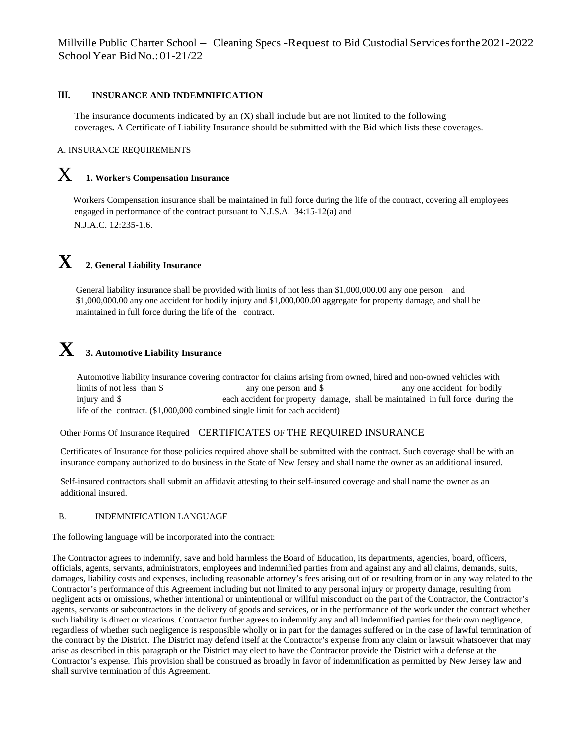## III. INSURANCE AND INDEMNIFICATION

The insurance documents indicated by an (X) shall include but are not limited to the following coverages**.** A Certificate of Liability Insurance should be submitted with the Bid which lists these coverages.

A. INSURANCE REQUIREMENTS

X **1. Worker's Compensation Insurance**

Workers Compensation insurance shall be maintained in full force during the life of the contract, covering all employees engaged in performance of the contract pursuant to N.J.S.A. 34:15-12(a) and N.J.A.C. 12:235-1.6.

**X 2. General Liability Insurance**

General liability insurance shall be provided with limits of not less than $1,000,000.00 any one person and $1,000,000.00 any one accident for bodily injury and $1,000,000.00 aggregate for property damage, and shall be maintained in full force during the life of the contract.

**X 3. Automotive Liability Insurance**

Automotive liability insurance covering contractor for claims arising from owned, hired and non-owned vehicles with limits of not less than $ any one person and $ any one accident for bodily injury and $ each accident for property damage, shall be maintained in full force during the life of the contract. ($1,000,000 combined single limit for each accident)

Other Forms Of Insurance Required CERTIFICATES OF THE REQUIRED INSURANCE

Certificates of Insurance for those policies required above shall be submitted with the contract. Such coverage shall be with an insurance company authorized to do business in the State of New Jersey and shall name the owner as an additional insured.

Self-insured contractors shall submit an affidavit attesting to their self-insured coverage and shall name the owner as an additional insured.

B. INDEMNIFICATION LANGUAGE

The following language will be incorporated into the contract:

The Contractor agrees to indemnify, save and hold harmless the Board of Education, its departments, agencies, board, officers, officials, agents, servants, administrators, employees and indemnified parties from and against any and all claims, demands, suits, damages, liability costs and expenses, including reasonable attorney's fees arising out of or resulting from or in any way related to the Contractor's performance of this Agreement including but not limited to any personal injury or property damage, resulting from negligent acts or omissions, whether intentional or unintentional or willful misconduct on the part of the Contractor, the Contractor's agents, servants or subcontractors in the delivery of goods and services, or in the performance of the work under the contract whether such liability is direct or vicarious. Contractor further agrees to indemnify any and all indemnified parties for their own negligence, regardless of whether such negligence is responsible wholly or in part for the damages suffered or in the case of lawful termination of the contract by the District. The District may defend itself at the Contractor's expense from any claim or lawsuit whatsoever that may arise as described in this paragraph or the District may elect to have the Contractor provide the District with a defense at the Contractor's expense. This provision shall be construed as broadly in favor of indemnification as permitted by New Jersey law and shall survive termination of this Agreement.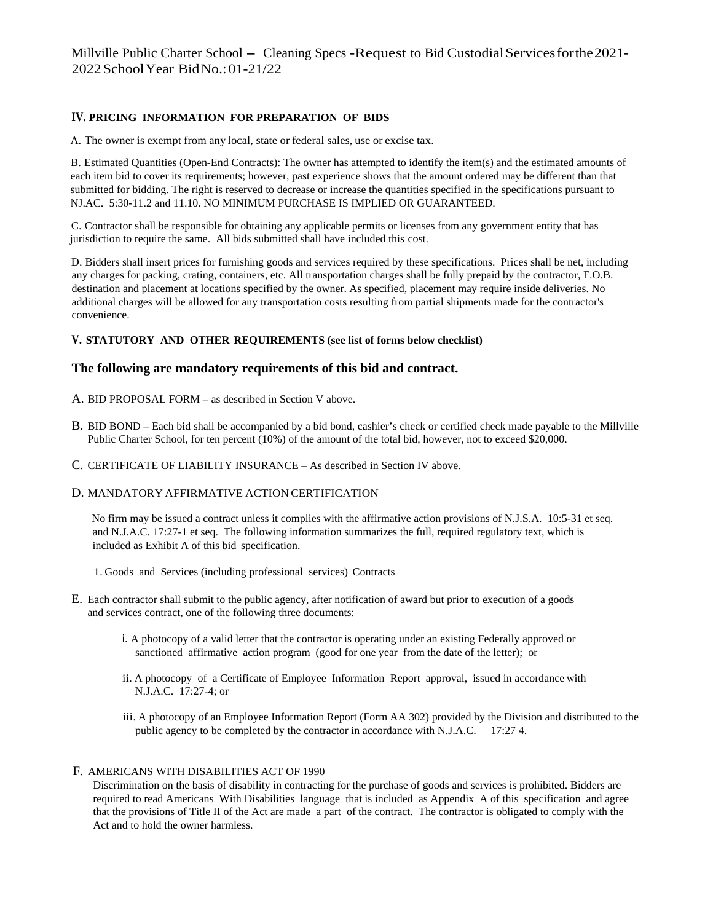## IV. PRICING INFORMATION FOR PREPARATION OF BIDS

A. The owner is exempt from any local, state or federal sales, use or excise tax.

B. Estimated Quantities (Open-End Contracts): The owner has attempted to identify the item(s) and the estimated amounts of each item bid to cover its requirements; however, past experience shows that the amount ordered may be different than that submitted for bidding. The right is reserved to decrease or increase the quantities specified in the specifications pursuant to NJ.AC. 5:30-11.2 and 11.10. NO MINIMUM PURCHASE IS IMPLIED OR GUARANTEED.

C. Contractor shall be responsible for obtaining any applicable permits or licenses from any government entity that has jurisdiction to require the same. All bids submitted shall have included this cost.

D. Bidders shall insert prices for furnishing goods and services required by these specifications. Prices shall be net, including any charges for packing, crating, containers, etc. All transportation charges shall be fully prepaid by the contractor, F.O.B. destination and placement at locations specified by the owner. As specified, placement may require inside deliveries. No additional charges will be allowed for any transportation costs resulting from partial shipments made for the contractor's convenience.

## V. STATUTORY AND OTHER REQUIREMENTS (see list of forms below checklist)

### The following are mandatory requirements of this bid and contract.

A. BID PROPOSAL FORM – as described in Section V above.

B. BID BOND – Each bid shall be accompanied by a bid bond, cashier's check or certified check made payable to the Millville Public Charter School, for ten percent (10%) of the amount of the total bid, however, not to exceed $20,000.

C. CERTIFICATE OF LIABILITY INSURANCE – As described in Section IV above.

D. MANDATORY AFFIRMATIVE ACTION CERTIFICATION

No firm may be issued a contract unless it complies with the affirmative action provisions of N.J.S.A. 10:5-31 et seq. and N.J.A.C. 17:27-1 et seq. The following information summarizes the full, required regulatory text, which is included as Exhibit A of this bid specification.

1. Goods and Services (including professional services) Contracts

E. Each contractor shall submit to the public agency, after notification of award but prior to execution of a goods and services contract, one of the following three documents:

i. A photocopy of a valid letter that the contractor is operating under an existing Federally approved or sanctioned affirmative action program (good for one year from the date of the letter); or

ii. A photocopy of a Certificate of Employee Information Report approval, issued in accordance with N.J.A.C. 17:27-4; or

iii. A photocopy of an Employee Information Report (Form AA 302) provided by the Division and distributed to the public agency to be completed by the contractor in accordance with N.J.A.C. 17:27 4.

F. AMERICANS WITH DISABILITIES ACT OF 1990

Discrimination on the basis of disability in contracting for the purchase of goods and services is prohibited. Bidders are required to read Americans With Disabilities language that is included as Appendix A of this specification and agree that the provisions of Title II of the Act are made a part of the contract. The contractor is obligated to comply with the Act and to hold the owner harmless.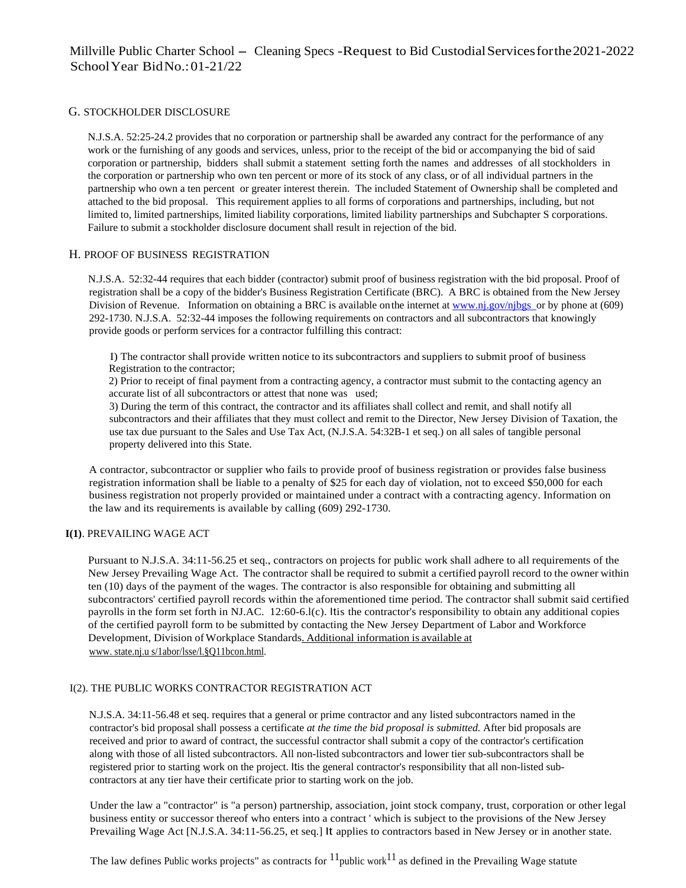## G. STOCKHOLDER DISCLOSURE

N.J.S.A. 52:25-24.2 provides that no corporation or partnership shall be awarded any contract for the performance of any work or the furnishing of any goods and services, unless, prior to the receipt of the bid or accompanying the bid of said corporation or partnership, bidders shall submit a statement setting forth the names and addresses of all stockholders in the corporation or partnership who own ten percent or more of its stock of any class, or of all individual partners in the partnership who own a ten percent or greater interest therein. The included Statement of Ownership shall be completed and attached to the bid proposal. This requirement applies to all forms of corporations and partnerships, including, but not limited to, limited partnerships, limited liability corporations, limited liability partnerships and Subchapter S corporations. Failure to submit a stockholder disclosure document shall result in rejection of the bid.

## H. PROOF OF BUSINESS REGISTRATION

N.J.S.A. 52:32-44 requires that each bidder (contractor) submit proof of business registration with the bid proposal. Proof of registration shall be a copy of the bidder's Business Registration Certificate (BRC). A BRC is obtained from the New Jersey Division of Revenue. Information on obtaining a BRC is available on the internet at www.nj.gov/njbgs or by phone at (609) 292-1730. N.J.S.A. 52:32-44 imposes the following requirements on contractors and all subcontractors that knowingly provide goods or perform services for a contractor fulfilling this contract:

I) The contractor shall provide written notice to its subcontractors and suppliers to submit proof of business Registration to the contractor;
2) Prior to receipt of final payment from a contracting agency, a contractor must submit to the contacting agency an accurate list of all subcontractors or attest that none was used;
3) During the term of this contract, the contractor and its affiliates shall collect and remit, and shall notify all subcontractors and their affiliates that they must collect and remit to the Director, New Jersey Division of Taxation, the use tax due pursuant to the Sales and Use Tax Act, (N.J.S.A. 54:32B-1 et seq.) on all sales of tangible personal property delivered into this State.

A contractor, subcontractor or supplier who fails to provide proof of business registration or provides false business registration information shall be liable to a penalty of $25 for each day of violation, not to exceed $50,000 for each business registration not properly provided or maintained under a contract with a contracting agency. Information on the law and its requirements is available by calling (609) 292-1730.

## I(1). PREVAILING WAGE ACT

Pursuant to N.J.S.A. 34:11-56.25 et seq., contractors on projects for public work shall adhere to all requirements of the New Jersey Prevailing Wage Act. The contractor shall be required to submit a certified payroll record to the owner within ten (10) days of the payment of the wages. The contractor is also responsible for obtaining and submitting all subcontractors' certified payroll records within the aforementioned time period. The contractor shall submit said certified payrolls in the form set forth in NJ.AC. 12:60-6.l(c). It is the contractor's responsibility to obtain any additional copies of the certified payroll form to be submitted by contacting the New Jersey Department of Labor and Workforce Development, Division of Workplace Standards. Additional information is available at www. state.nj.u s/1abor/lsse/l.§Q11bcon.html.

## I(2). THE PUBLIC WORKS CONTRACTOR REGISTRATION ACT

N.J.S.A. 34:11-56.48 et seq. requires that a general or prime contractor and any listed subcontractors named in the contractor's bid proposal shall possess a certificate *at the time the bid proposal is submitted.* After bid proposals are received and prior to award of contract, the successful contractor shall submit a copy of the contractor's certification along with those of all listed subcontractors. All non-listed subcontractors and lower tier sub-subcontractors shall be registered prior to starting work on the project. It is the general contractor's responsibility that all non-listed sub-contractors at any tier have their certificate prior to starting work on the job.

Under the law a "contractor" is "a person) partnership, association, joint stock company, trust, corporation or other legal business entity or successor thereof who enters into a contract ' which is subject to the provisions of the New Jersey Prevailing Wage Act [N.J.S.A. 34:11-56.25, et seq.] It applies to contractors based in New Jersey or in another state.

The law defines Public works projects" as contracts for "public work" as defined in the Prevailing Wage statute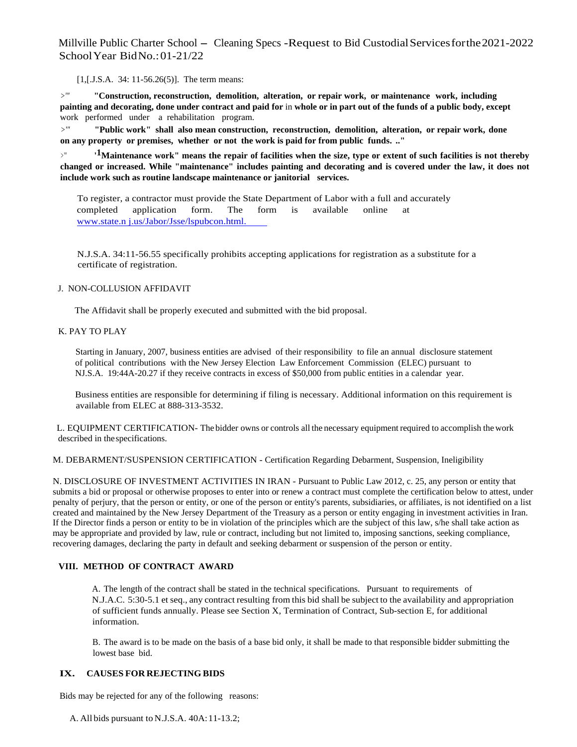[1,[.J.S.A. 34: 11-56.26(5)]. The term means:

>'" **"Construction, reconstruction, demolition, alteration, or repair work, or maintenance work, including painting and decorating, done under contract and paid for** in **whole or in part out of the funds of a public body, except** work performed under a rehabilitation program.

>'" **"Public work" shall also mean construction, reconstruction, demolition, alteration, or repair work, done on any property or premises, whether or not the work is paid for from public funds. .."**

>'" **'1Maintenance work" means the repair of facilities when the size, type or extent of such facilities is not thereby changed or increased. While "maintenance" includes painting and decorating and is covered under the law, it does not include work such as routine landscape maintenance or janitorial services.**

To register, a contractor must provide the State Department of Labor with a full and accurately completed application form. The form is available online at www.state.n j.us/Jabor/Jsse/lspubcon.html.

N.J.S.A. 34:11-56.55 specifically prohibits accepting applications for registration as a substitute for a certificate of registration.

J. NON-COLLUSION AFFIDAVIT

The Affidavit shall be properly executed and submitted with the bid proposal.

K. PAY TO PLAY

Starting in January, 2007, business entities are advised of their responsibility to file an annual disclosure statement of political contributions with the New Jersey Election Law Enforcement Commission (ELEC) pursuant to NJ.S.A. 19:44A-20.27 if they receive contracts in excess of $50,000 from public entities in a calendar year.

Business entities are responsible for determining if filing is necessary. Additional information on this requirement is available from ELEC at 888-313-3532.

L. EQUIPMENT CERTIFICATION- The bidder owns or controls all the necessary equipment required to accomplish the work described in the specifications.

M. DEBARMENT/SUSPENSION CERTIFICATION - Certification Regarding Debarment, Suspension, Ineligibility

N. DISCLOSURE OF INVESTMENT ACTIVITIES IN IRAN - Pursuant to Public Law 2012, c. 25, any person or entity that submits a bid or proposal or otherwise proposes to enter into or renew a contract must complete the certification below to attest, under penalty of perjury, that the person or entity, or one of the person or entity's parents, subsidiaries, or affiliates, is not identified on a list created and maintained by the New Jersey Department of the Treasury as a person or entity engaging in investment activities in Iran. If the Director finds a person or entity to be in violation of the principles which are the subject of this law, s/he shall take action as may be appropriate and provided by law, rule or contract, including but not limited to, imposing sanctions, seeking compliance, recovering damages, declaring the party in default and seeking debarment or suspension of the person or entity.

## VIII. METHOD OF CONTRACT AWARD

A. The length of the contract shall be stated in the technical specifications. Pursuant to requirements of N.J.A.C. 5:30-5.1 et seq., any contract resulting from this bid shall be subject to the availability and appropriation of sufficient funds annually. Please see Section X, Termination of Contract, Sub-section E, for additional information.

B. The award is to be made on the basis of a base bid only, it shall be made to that responsible bidder submitting the lowest base bid.

## IX. CAUSES FOR REJECTING BIDS

Bids may be rejected for any of the following reasons:

A. All bids pursuant to N.J.S.A. 40A:11-13.2;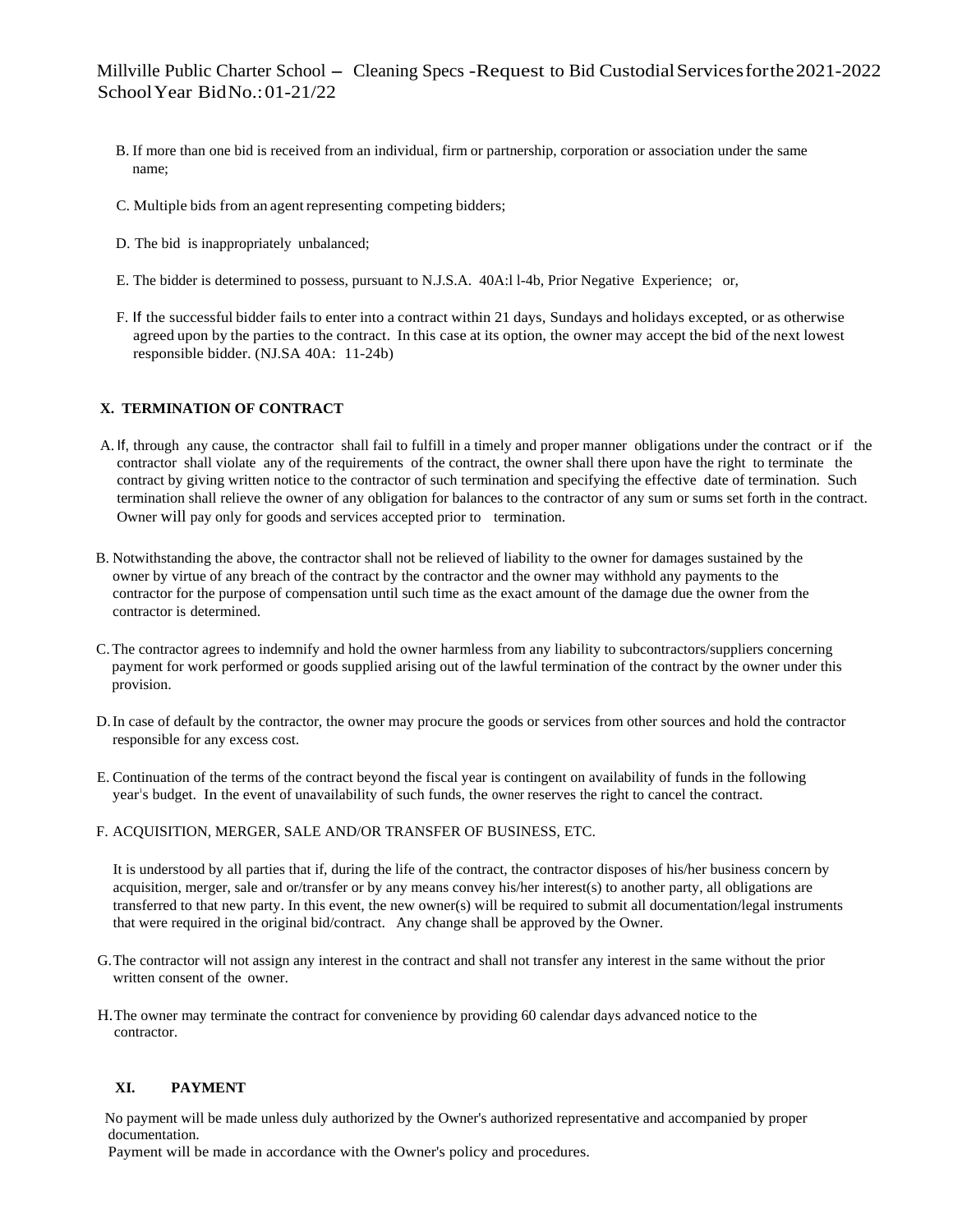B. If more than one bid is received from an individual, firm or partnership, corporation or association under the same name;

C. Multiple bids from an agent representing competing bidders;

D. The bid is inappropriately unbalanced;

E. The bidder is determined to possess, pursuant to N.J.S.A. 40A:l l-4b, Prior Negative Experience; or,

F. If the successful bidder fails to enter into a contract within 21 days, Sundays and holidays excepted, or as otherwise agreed upon by the parties to the contract. In this case at its option, the owner may accept the bid of the next lowest responsible bidder. (NJ.SA 40A: 11-24b)

## X. TERMINATION OF CONTRACT

A. If, through any cause, the contractor shall fail to fulfill in a timely and proper manner obligations under the contract or if the contractor shall violate any of the requirements of the contract, the owner shall there upon have the right to terminate the contract by giving written notice to the contractor of such termination and specifying the effective date of termination. Such termination shall relieve the owner of any obligation for balances to the contractor of any sum or sums set forth in the contract. Owner will pay only for goods and services accepted prior to termination.

B. Notwithstanding the above, the contractor shall not be relieved of liability to the owner for damages sustained by the owner by virtue of any breach of the contract by the contractor and the owner may withhold any payments to the contractor for the purpose of compensation until such time as the exact amount of the damage due the owner from the contractor is determined.

C. The contractor agrees to indemnify and hold the owner harmless from any liability to subcontractors/suppliers concerning payment for work performed or goods supplied arising out of the lawful termination of the contract by the owner under this provision.

D. In case of default by the contractor, the owner may procure the goods or services from other sources and hold the contractor responsible for any excess cost.

E. Continuation of the terms of the contract beyond the fiscal year is contingent on availability of funds in the following year's budget. In the event of unavailability of such funds, the owner reserves the right to cancel the contract.

F. ACQUISITION, MERGER, SALE AND/OR TRANSFER OF BUSINESS, ETC.

It is understood by all parties that if, during the life of the contract, the contractor disposes of his/her business concern by acquisition, merger, sale and or/transfer or by any means convey his/her interest(s) to another party, all obligations are transferred to that new party. In this event, the new owner(s) will be required to submit all documentation/legal instruments that were required in the original bid/contract. Any change shall be approved by the Owner.

G. The contractor will not assign any interest in the contract and shall not transfer any interest in the same without the prior written consent of the owner.

H. The owner may terminate the contract for convenience by providing 60 calendar days advanced notice to the contractor.

## XI. PAYMENT

No payment will be made unless duly authorized by the Owner's authorized representative and accompanied by proper documentation.
Payment will be made in accordance with the Owner's policy and procedures.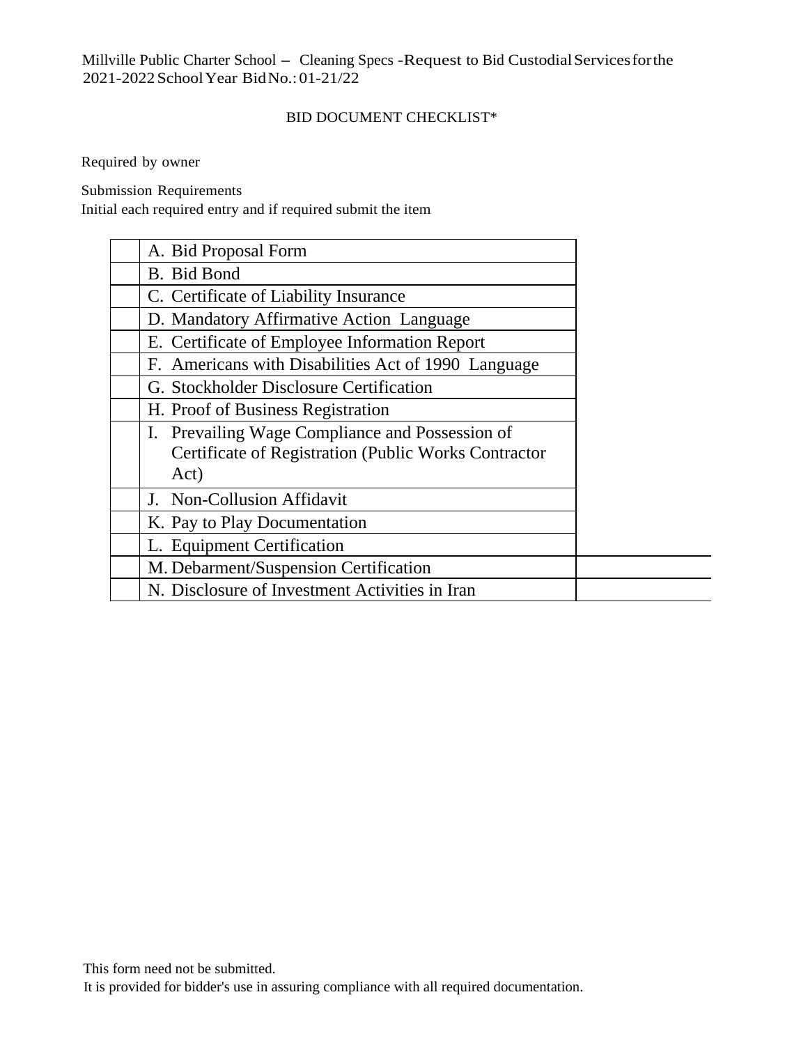Millville Public Charter School – Cleaning Specs -Request to Bid Custodial Services for the 2021-2022 School Year Bid No.: 01-21/22

BID DOCUMENT CHECKLIST*

Required by owner

Submission Requirements
Initial each required entry and if required submit the item

| | | |
|---|---|---|
| | A. Bid Proposal Form | |
| | B. Bid Bond | |
| | C. Certificate of Liability Insurance | |
| | D. Mandatory Affirmative Action Language | |
| | E. Certificate of Employee Information Report | |
| | F. Americans with Disabilities Act of 1990 Language | |
| | G. Stockholder Disclosure Certification | |
| | H. Proof of Business Registration | |
| | I. Prevailing Wage Compliance and Possession of Certificate of Registration (Public Works Contractor Act) | |
| | J. Non-Collusion Affidavit | |
| | K. Pay to Play Documentation | |
| | L. Equipment Certification | |
| | M. Debarment/Suspension Certification | |
| | N. Disclosure of Investment Activities in Iran | |

This form need not be submitted.
It is provided for bidder's use in assuring compliance with all required documentation.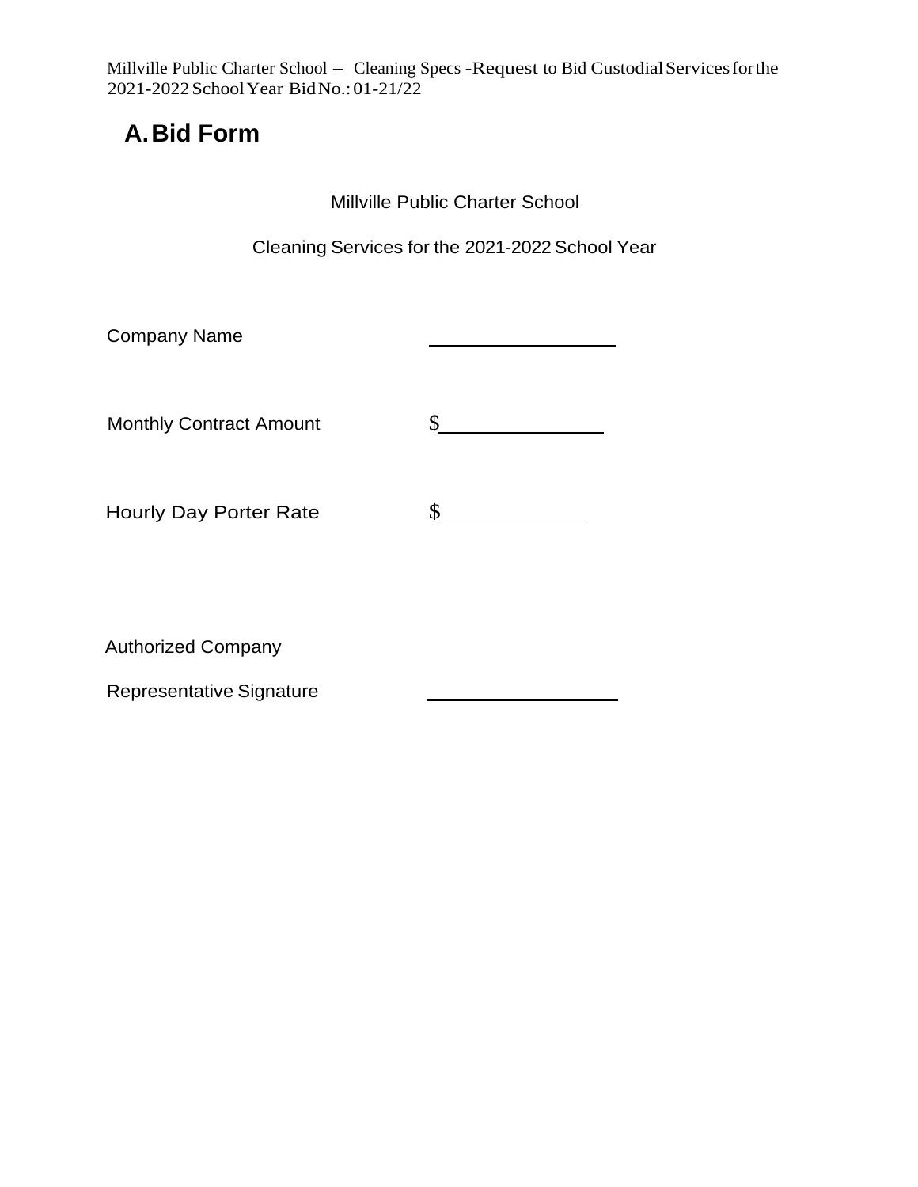# A. Bid Form

Millville Public Charter School

Cleaning Services for the 2021-2022 School Year

Company Name ____________________

Monthly Contract Amount $________________

Hourly Day Porter Rate $______________

Authorized Company

Representative Signature ____________________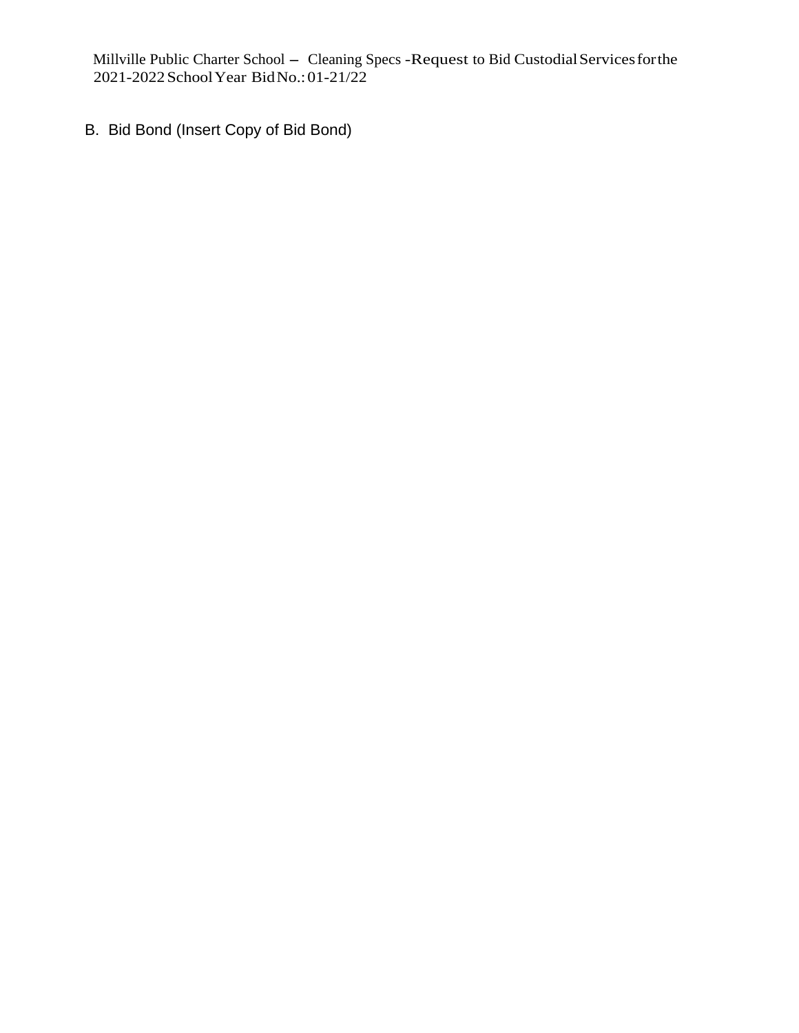B. Bid Bond (Insert Copy of Bid Bond)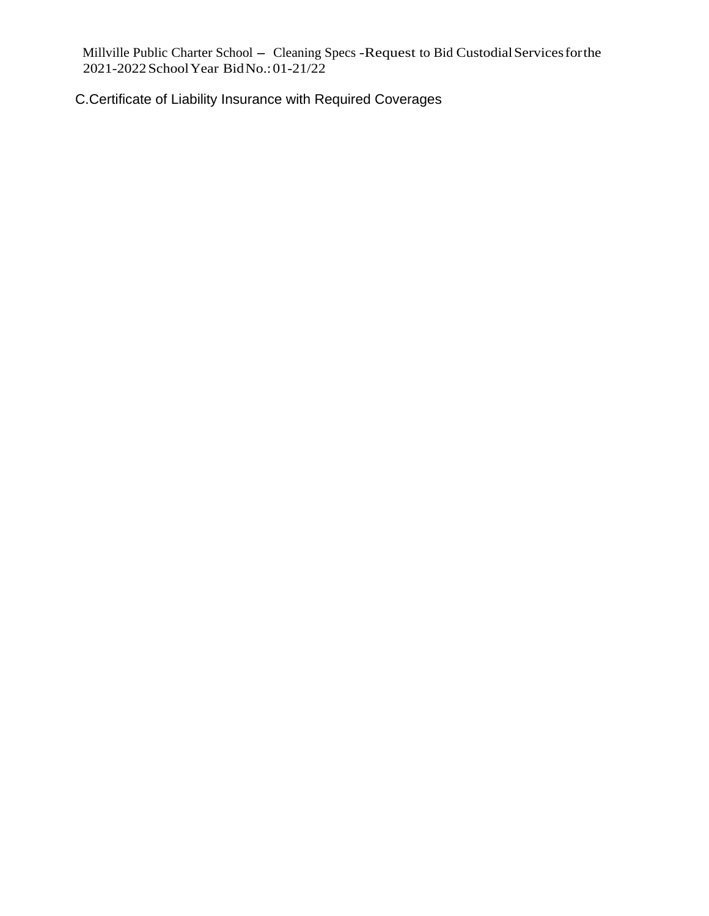C. Certificate of Liability Insurance with Required Coverages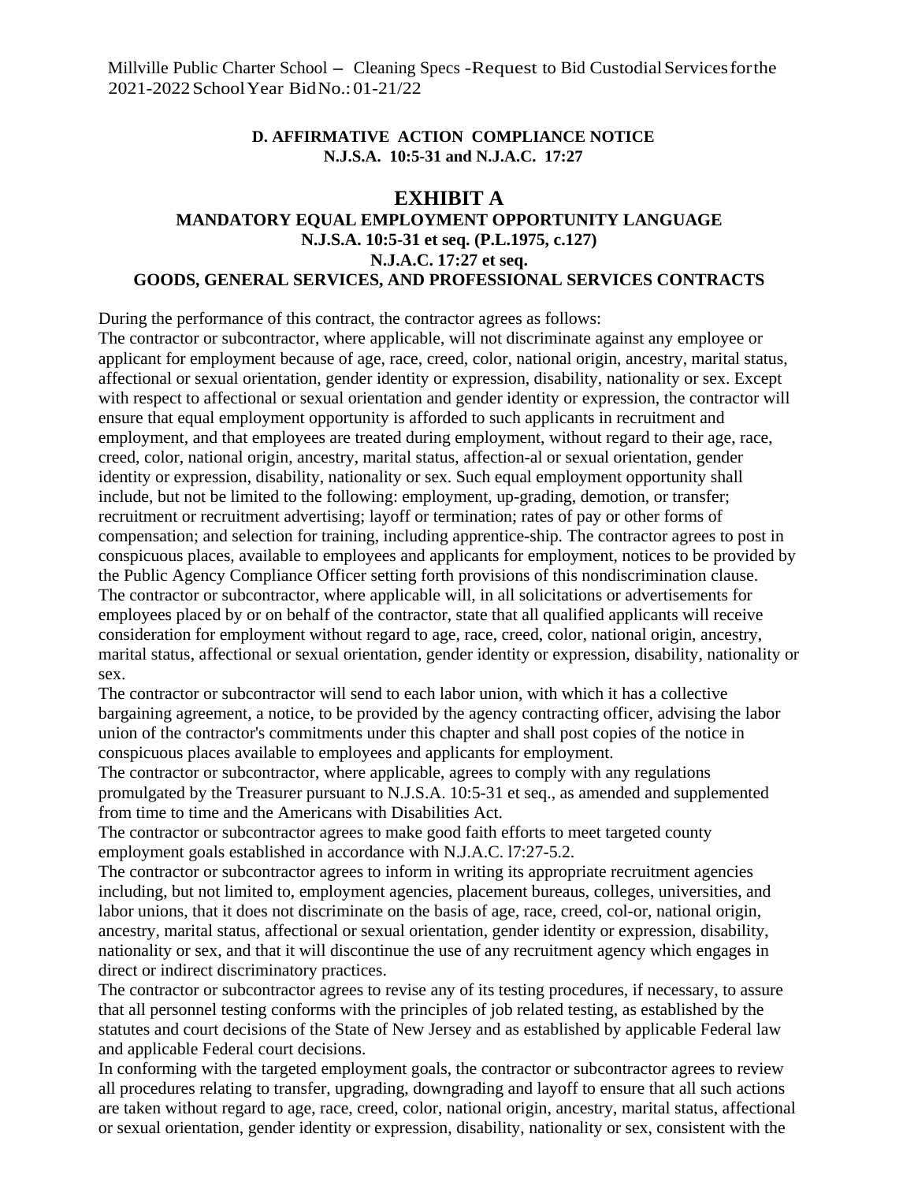**D. AFFIRMATIVE ACTION COMPLIANCE NOTICE**
**N.J.S.A. 10:5-31 and N.J.A.C. 17:27**

## EXHIBIT A

**MANDATORY EQUAL EMPLOYMENT OPPORTUNITY LANGUAGE**
**N.J.S.A. 10:5-31 et seq. (P.L.1975, c.127)**
**N.J.A.C. 17:27 et seq.**
**GOODS, GENERAL SERVICES, AND PROFESSIONAL SERVICES CONTRACTS**

During the performance of this contract, the contractor agrees as follows:

The contractor or subcontractor, where applicable, will not discriminate against any employee or applicant for employment because of age, race, creed, color, national origin, ancestry, marital status, affectional or sexual orientation, gender identity or expression, disability, nationality or sex. Except with respect to affectional or sexual orientation and gender identity or expression, the contractor will ensure that equal employment opportunity is afforded to such applicants in recruitment and employment, and that employees are treated during employment, without regard to their age, race, creed, color, national origin, ancestry, marital status, affection-al or sexual orientation, gender identity or expression, disability, nationality or sex. Such equal employment opportunity shall include, but not be limited to the following: employment, up-grading, demotion, or transfer; recruitment or recruitment advertising; layoff or termination; rates of pay or other forms of compensation; and selection for training, including apprentice-ship. The contractor agrees to post in conspicuous places, available to employees and applicants for employment, notices to be provided by the Public Agency Compliance Officer setting forth provisions of this nondiscrimination clause.

The contractor or subcontractor, where applicable will, in all solicitations or advertisements for employees placed by or on behalf of the contractor, state that all qualified applicants will receive consideration for employment without regard to age, race, creed, color, national origin, ancestry, marital status, affectional or sexual orientation, gender identity or expression, disability, nationality or sex.

The contractor or subcontractor will send to each labor union, with which it has a collective bargaining agreement, a notice, to be provided by the agency contracting officer, advising the labor union of the contractor's commitments under this chapter and shall post copies of the notice in conspicuous places available to employees and applicants for employment.

The contractor or subcontractor, where applicable, agrees to comply with any regulations promulgated by the Treasurer pursuant to N.J.S.A. 10:5-31 et seq., as amended and supplemented from time to time and the Americans with Disabilities Act.

The contractor or subcontractor agrees to make good faith efforts to meet targeted county employment goals established in accordance with N.J.A.C. l7:27-5.2.

The contractor or subcontractor agrees to inform in writing its appropriate recruitment agencies including, but not limited to, employment agencies, placement bureaus, colleges, universities, and labor unions, that it does not discriminate on the basis of age, race, creed, col-or, national origin, ancestry, marital status, affectional or sexual orientation, gender identity or expression, disability, nationality or sex, and that it will discontinue the use of any recruitment agency which engages in direct or indirect discriminatory practices.

The contractor or subcontractor agrees to revise any of its testing procedures, if necessary, to assure that all personnel testing conforms with the principles of job related testing, as established by the statutes and court decisions of the State of New Jersey and as established by applicable Federal law and applicable Federal court decisions.

In conforming with the targeted employment goals, the contractor or subcontractor agrees to review all procedures relating to transfer, upgrading, downgrading and layoff to ensure that all such actions are taken without regard to age, race, creed, color, national origin, ancestry, marital status, affectional or sexual orientation, gender identity or expression, disability, nationality or sex, consistent with the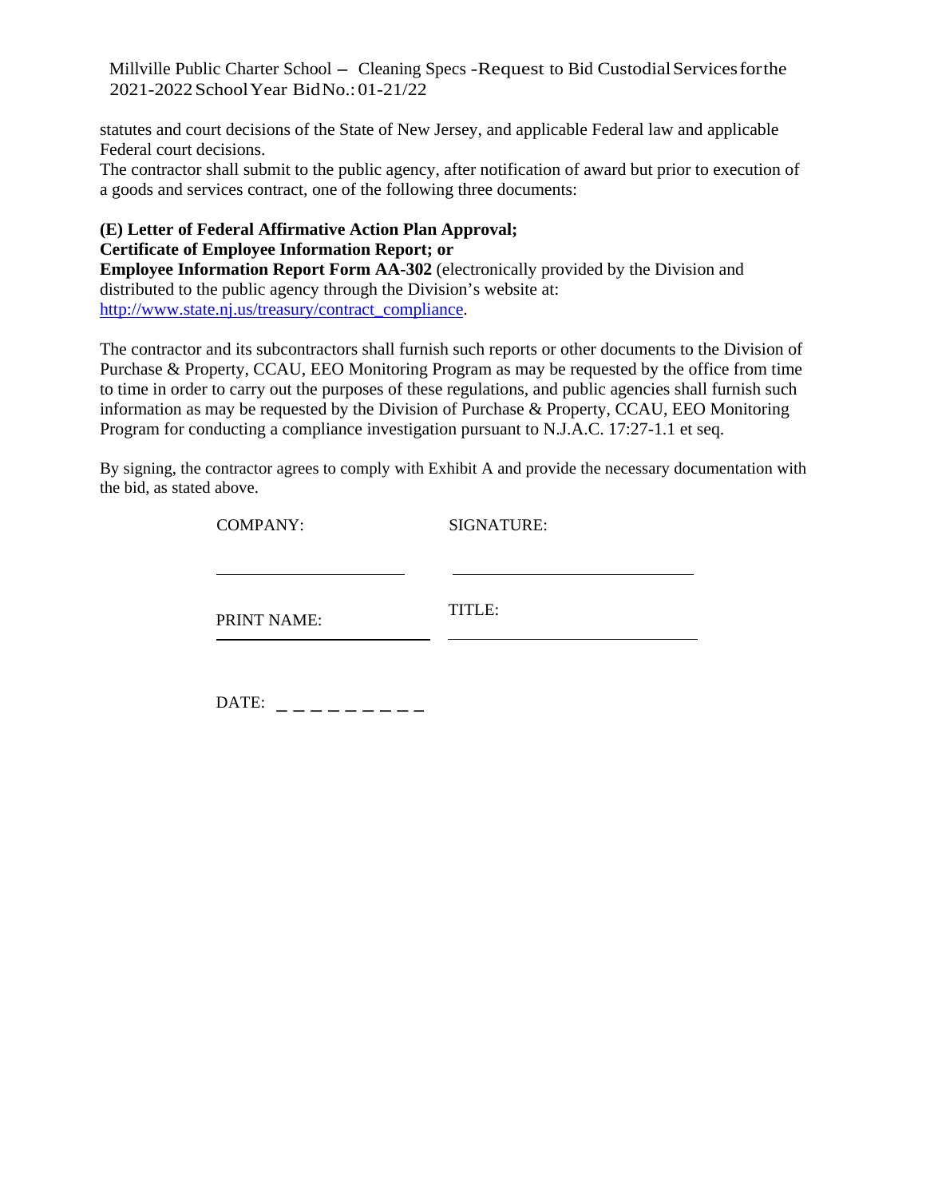statutes and court decisions of the State of New Jersey, and applicable Federal law and applicable Federal court decisions.
The contractor shall submit to the public agency, after notification of award but prior to execution of a goods and services contract, one of the following three documents:

**(E) Letter of Federal Affirmative Action Plan Approval;**
**Certificate of Employee Information Report; or**
**Employee Information Report Form AA-302** (electronically provided by the Division and distributed to the public agency through the Division's website at: http://www.state.nj.us/treasury/contract_compliance.

The contractor and its subcontractors shall furnish such reports or other documents to the Division of Purchase & Property, CCAU, EEO Monitoring Program as may be requested by the office from time to time in order to carry out the purposes of these regulations, and public agencies shall furnish such information as may be requested by the Division of Purchase & Property, CCAU, EEO Monitoring Program for conducting a compliance investigation pursuant to N.J.A.C. 17:27-1.1 et seq.

By signing, the contractor agrees to comply with Exhibit A and provide the necessary documentation with the bid, as stated above.

COMPANY: ______________________ SIGNATURE: ______________________

PRINT NAME: ______________________ TITLE: ______________________

DATE: _ _ _ _ _ _ _ _ _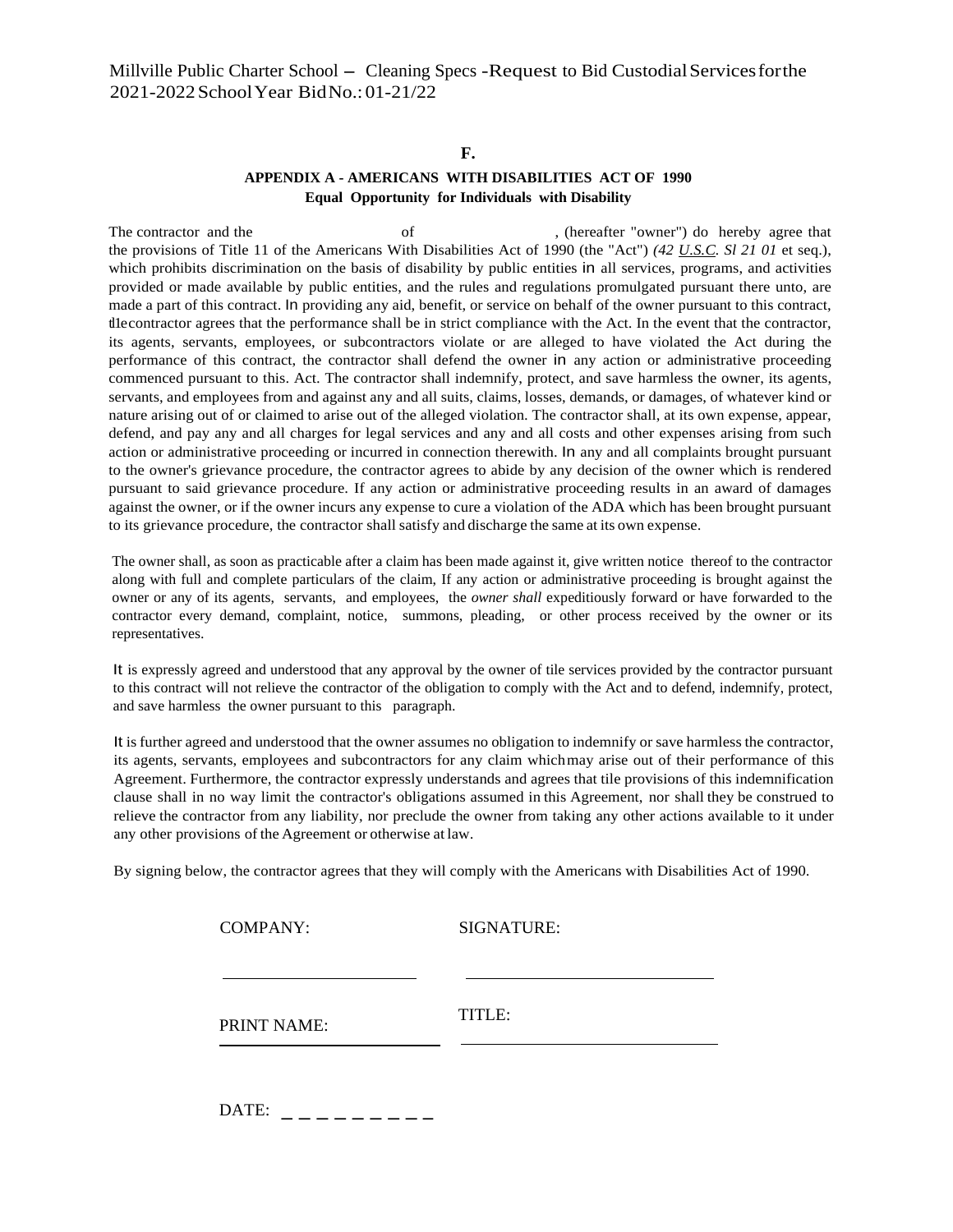**F.**

## APPENDIX A - AMERICANS WITH DISABILITIES ACT OF 1990

**Equal Opportunity for Individuals with Disability**

The contractor and the                                   of                           , (hereafter "owner") do hereby agree that the provisions of Title 11 of the Americans With Disabilities Act of 1990 (the "Act") *(42 U.S.C. Sl 21 01* et seq.), which prohibits discrimination on the basis of disability by public entities in all services, programs, and activities provided or made available by public entities, and the rules and regulations promulgated pursuant there unto, are made a part of this contract. In providing any aid, benefit, or service on behalf of the owner pursuant to this contract, tl1econtractor agrees that the performance shall be in strict compliance with the Act. In the event that the contractor, its agents, servants, employees, or subcontractors violate or are alleged to have violated the Act during the performance of this contract, the contractor shall defend the owner in any action or administrative proceeding commenced pursuant to this. Act. The contractor shall indemnify, protect, and save harmless the owner, its agents, servants, and employees from and against any and all suits, claims, losses, demands, or damages, of whatever kind or nature arising out of or claimed to arise out of the alleged violation. The contractor shall, at its own expense, appear, defend, and pay any and all charges for legal services and any and all costs and other expenses arising from such action or administrative proceeding or incurred in connection therewith. In any and all complaints brought pursuant to the owner's grievance procedure, the contractor agrees to abide by any decision of the owner which is rendered pursuant to said grievance procedure. If any action or administrative proceeding results in an award of damages against the owner, or if the owner incurs any expense to cure a violation of the ADA which has been brought pursuant to its grievance procedure, the contractor shall satisfy and discharge the same at its own expense.

The owner shall, as soon as practicable after a claim has been made against it, give written notice thereof to the contractor along with full and complete particulars of the claim, If any action or administrative proceeding is brought against the owner or any of its agents, servants, and employees, the *owner shall* expeditiously forward or have forwarded to the contractor every demand, complaint, notice, summons, pleading, or other process received by the owner or its representatives.

It is expressly agreed and understood that any approval by the owner of tile services provided by the contractor pursuant to this contract will not relieve the contractor of the obligation to comply with the Act and to defend, indemnify, protect, and save harmless the owner pursuant to this paragraph.

It is further agreed and understood that the owner assumes no obligation to indemnify or save harmless the contractor, its agents, servants, employees and subcontractors for any claim whichmay arise out of their performance of this Agreement. Furthermore, the contractor expressly understands and agrees that tile provisions of this indemnification clause shall in no way limit the contractor's obligations assumed in this Agreement, nor shall they be construed to relieve the contractor from any liability, nor preclude the owner from taking any other actions available to it under any other provisions of the Agreement or otherwise at law.

By signing below, the contractor agrees that they will comply with the Americans with Disabilities Act of 1990.

COMPANY: ______________________  SIGNATURE: ______________________

PRINT NAME: ______________________  TITLE: ______________________

DATE: _ _ _ _ _ _ _ _ _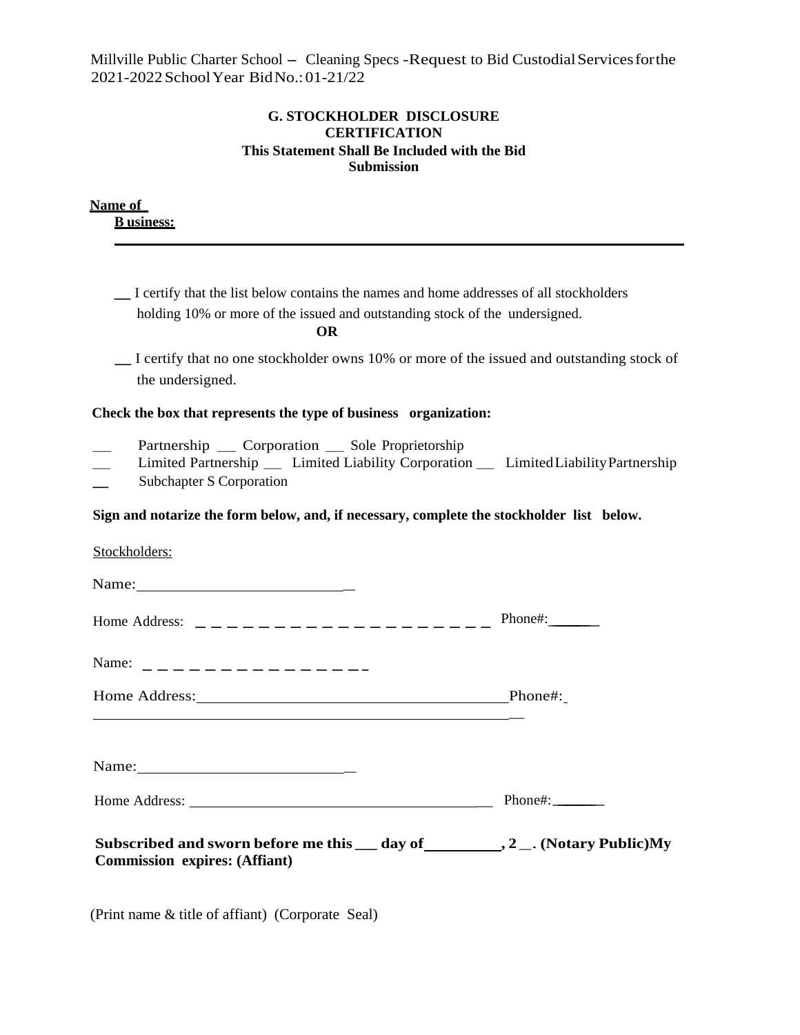Millville Public Charter School – Cleaning Specs -Request to Bid Custodial Services for the 2021-2022 School Year Bid No.: 01-21/22

### G. STOCKHOLDER DISCLOSURE CERTIFICATION
**This Statement Shall Be Included with the Bid Submission**

**Name of Business:** ______________________________________________

__ I certify that the list below contains the names and home addresses of all stockholders holding 10% or more of the issued and outstanding stock of the undersigned.

**OR**

__ I certify that no one stockholder owns 10% or more of the issued and outstanding stock of the undersigned.

**Check the box that represents the type of business organization:**

__ Partnership __ Corporation __ Sole Proprietorship
__ Limited Partnership __ Limited Liability Corporation __ Limited Liability Partnership
__ Subchapter S Corporation

**Sign and notarize the form below, and, if necessary, complete the stockholder list below.**

Stockholders:

Name: ____________________________

Home Address: _ _ _ _ _ _ _ _ _ _ _ _ _ _ _ _ _ _ _ _ Phone#: ______

Name: _ _ _ _ _ _ _ _ _ _ _ _ _ _ _

Home Address: ________________________________________ Phone#: __

___________________________________________________________

Name: ____________________________

Home Address: ________________________________________ Phone#: ______

**Subscribed and sworn before me this ___ day of __________, 2__. (Notary Public)My Commission expires: (Affiant)**

(Print name & title of affiant) (Corporate Seal)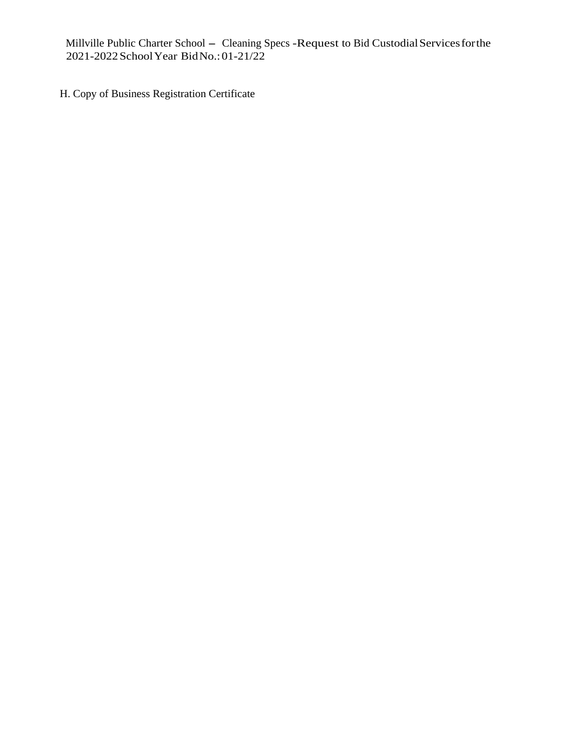H. Copy of Business Registration Certificate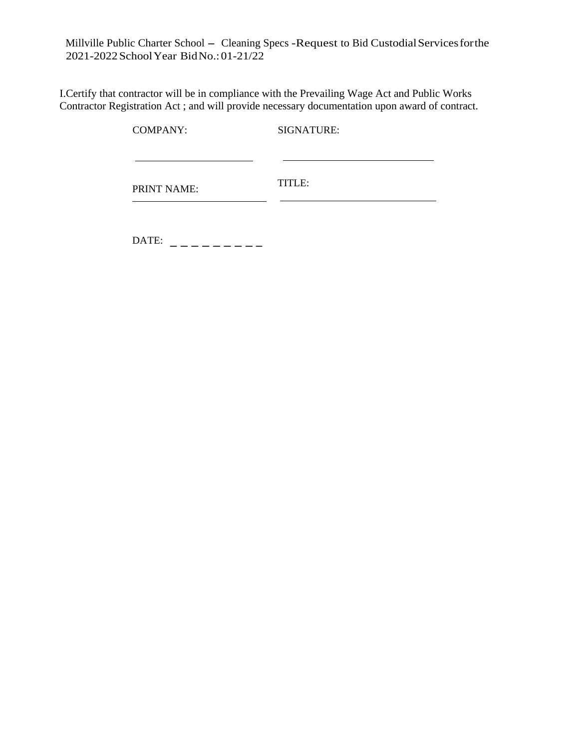Millville Public Charter School – Cleaning Specs - Request to Bid Custodial Services for the 2021-2022 School Year Bid No.: 01-21/22

I.Certify that contractor will be in compliance with the Prevailing Wage Act and Public Works Contractor Registration Act ; and will provide necessary documentation upon award of contract.

COMPANY: ______________________ SIGNATURE: ______________________

PRINT NAME: ______________________ TITLE: ______________________

DATE: _ _ _ _ _ _ _ _ _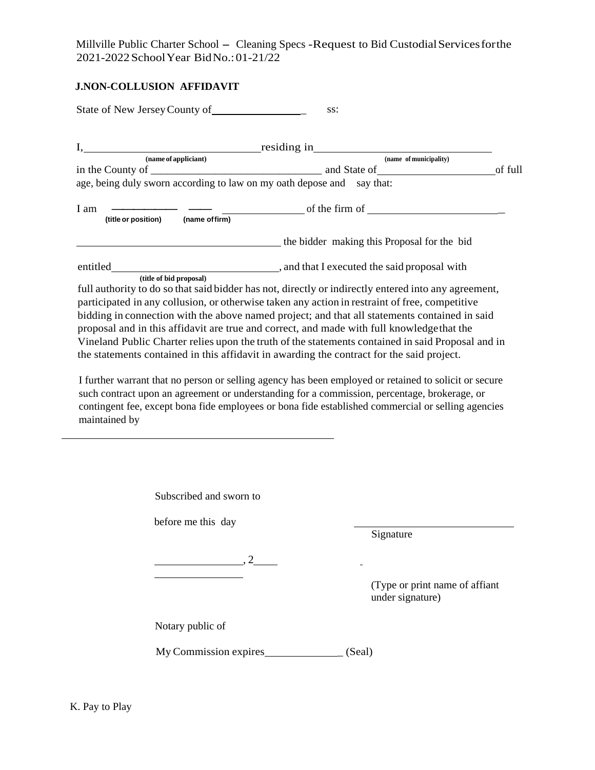Millville Public Charter School – Cleaning Specs -Request to Bid Custodial Services for the 2021-2022 School Year Bid No.: 01-21/22

## J. NON-COLLUSION AFFIDAVIT

State of New Jersey County of ________________ ss:

I, ______________________________ residing in ______________________________
(name of appliciant) (name of municipality)
in the County of ______________________________ and State of ______________________ of full age, being duly sworn according to law on my oath depose and say that:

I am ______________ ______ ______________ of the firm of ______________________
(title or position) (name of firm)

______________________________________ the bidder making this Proposal for the bid

entitled ______________________________, and that I executed the said proposal with
(title of bid proposal)
full authority to do so that said bidder has not, directly or indirectly entered into any agreement, participated in any collusion, or otherwise taken any action in restraint of free, competitive bidding in connection with the above named project; and that all statements contained in said proposal and in this affidavit are true and correct, and made with full knowledge that the Vineland Public Charter relies upon the truth of the statements contained in said Proposal and in the statements contained in this affidavit in awarding the contract for the said project.

I further warrant that no person or selling agency has been employed or retained to solicit or secure such contract upon an agreement or understanding for a commission, percentage, brokerage, or contingent fee, except bona fide employees or bona fide established commercial or selling agencies maintained by

______________________________________________

Subscribed and sworn to

before me this day

________________, 2____

________________

Notary public of

My Commission expires______________ (Seal)

______________________________
Signature

(Type or print name of affiant under signature)

K. Pay to Play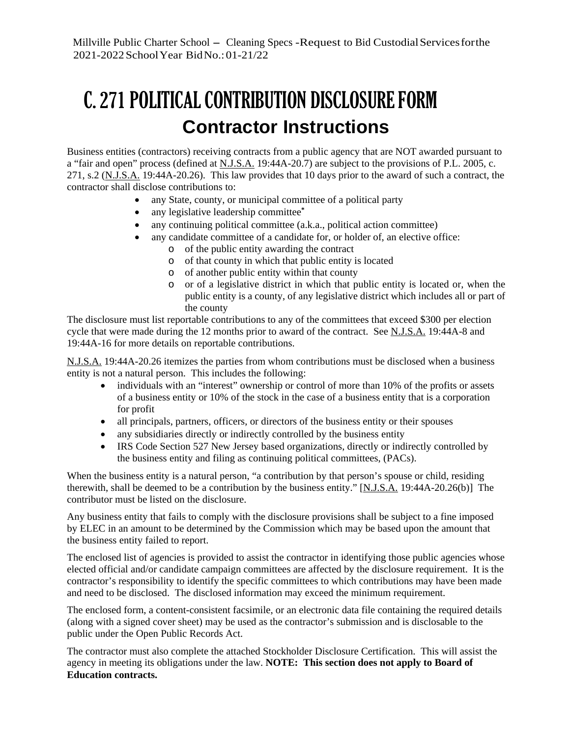# C. 271 POLITICAL CONTRIBUTION DISCLOSURE FORM

## Contractor Instructions

Business entities (contractors) receiving contracts from a public agency that are NOT awarded pursuant to a "fair and open" process (defined at N.J.S.A. 19:44A-20.7) are subject to the provisions of P.L. 2005, c. 271, s.2 (N.J.S.A. 19:44A-20.26). This law provides that 10 days prior to the award of such a contract, the contractor shall disclose contributions to:

- any State, county, or municipal committee of a political party
- any legislative leadership committee*
- any continuing political committee (a.k.a., political action committee)
- any candidate committee of a candidate for, or holder of, an elective office:
  - of the public entity awarding the contract
  - of that county in which that public entity is located
  - of another public entity within that county
  - or of a legislative district in which that public entity is located or, when the public entity is a county, of any legislative district which includes all or part of the county

The disclosure must list reportable contributions to any of the committees that exceed $300 per election cycle that were made during the 12 months prior to award of the contract. See N.J.S.A. 19:44A-8 and 19:44A-16 for more details on reportable contributions.

N.J.S.A. 19:44A-20.26 itemizes the parties from whom contributions must be disclosed when a business entity is not a natural person. This includes the following:

- individuals with an "interest" ownership or control of more than 10% of the profits or assets of a business entity or 10% of the stock in the case of a business entity that is a corporation for profit
- all principals, partners, officers, or directors of the business entity or their spouses
- any subsidiaries directly or indirectly controlled by the business entity
- IRS Code Section 527 New Jersey based organizations, directly or indirectly controlled by the business entity and filing as continuing political committees, (PACs).

When the business entity is a natural person, "a contribution by that person's spouse or child, residing therewith, shall be deemed to be a contribution by the business entity." [N.J.S.A. 19:44A-20.26(b)] The contributor must be listed on the disclosure.

Any business entity that fails to comply with the disclosure provisions shall be subject to a fine imposed by ELEC in an amount to be determined by the Commission which may be based upon the amount that the business entity failed to report.

The enclosed list of agencies is provided to assist the contractor in identifying those public agencies whose elected official and/or candidate campaign committees are affected by the disclosure requirement. It is the contractor's responsibility to identify the specific committees to which contributions may have been made and need to be disclosed. The disclosed information may exceed the minimum requirement.

The enclosed form, a content-consistent facsimile, or an electronic data file containing the required details (along with a signed cover sheet) may be used as the contractor's submission and is disclosable to the public under the Open Public Records Act.

The contractor must also complete the attached Stockholder Disclosure Certification. This will assist the agency in meeting its obligations under the law. **NOTE: This section does not apply to Board of Education contracts.**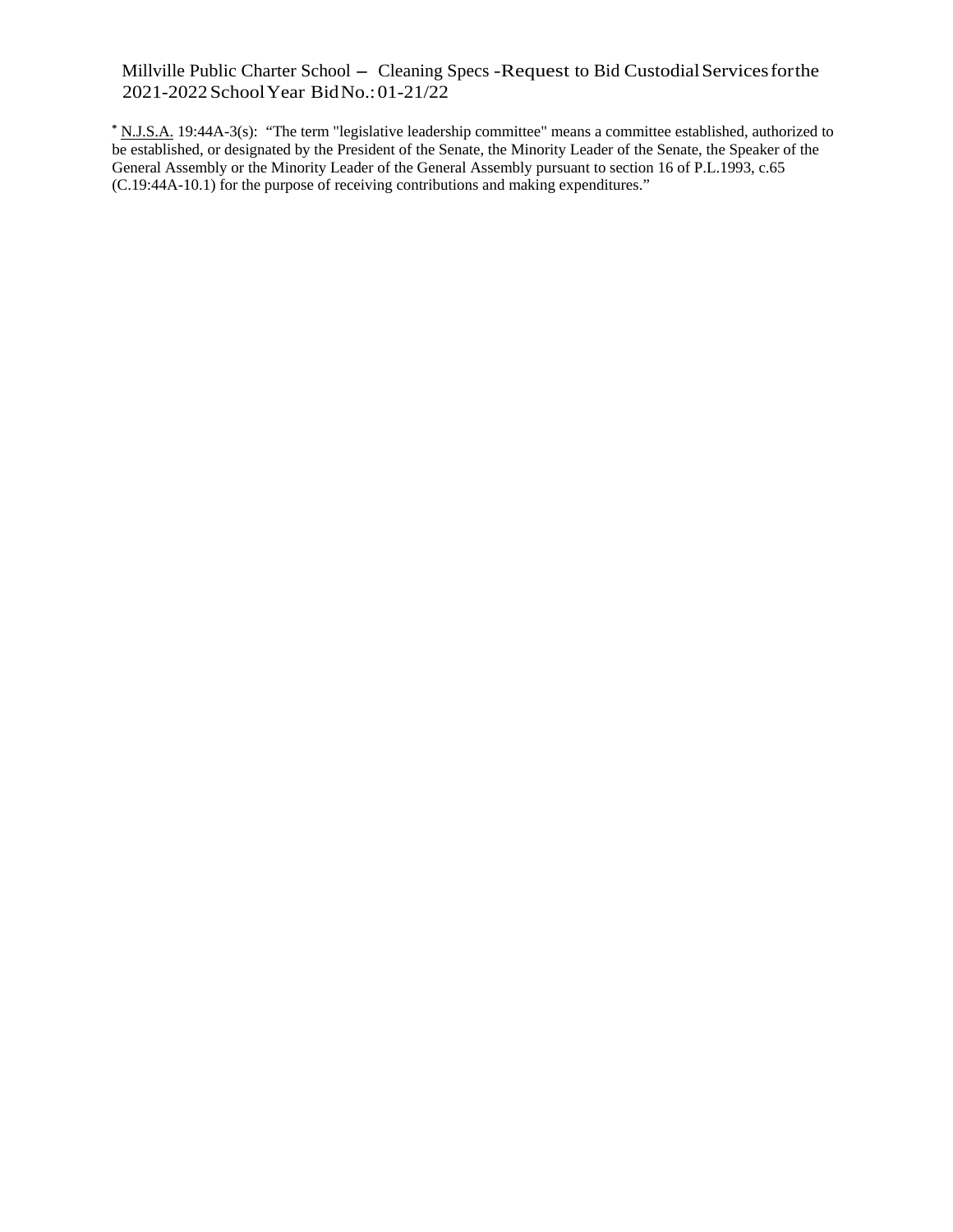* N.J.S.A. 19:44A-3(s): "The term "legislative leadership committee" means a committee established, authorized to be established, or designated by the President of the Senate, the Minority Leader of the Senate, the Speaker of the General Assembly or the Minority Leader of the General Assembly pursuant to section 16 of P.L.1993, c.65 (C.19:44A-10.1) for the purpose of receiving contributions and making expenditures."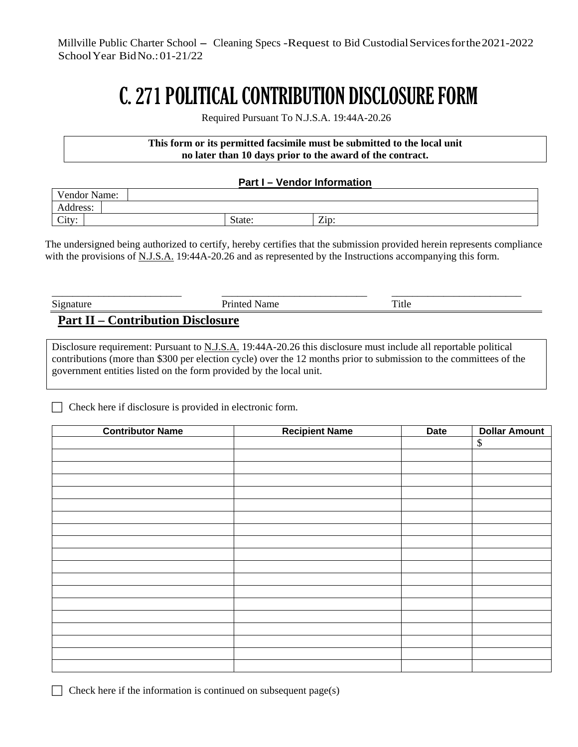# C. 271 POLITICAL CONTRIBUTION DISCLOSURE FORM

Required Pursuant To N.J.S.A. 19:44A-20.26

**This form or its permitted facsimile must be submitted to the local unit no later than 10 days prior to the award of the contract.**

## Part I – Vendor Information

| Vendor Name: | | | |
|---|---|---|---|
| Address: | | | |
| City: | | State: | Zip: |

The undersigned being authorized to certify, hereby certifies that the submission provided herein represents compliance with the provisions of N.J.S.A. 19:44A-20.26 and as represented by the Instructions accompanying this form.

_________________________ _____________________________ _________________________

Signature Printed Name Title

## Part II – Contribution Disclosure

Disclosure requirement: Pursuant to N.J.S.A. 19:44A-20.26 this disclosure must include all reportable political contributions (more than $300 per election cycle) over the 12 months prior to submission to the committees of the government entities listed on the form provided by the local unit.

☐ Check here if disclosure is provided in electronic form.

| Contributor Name | Recipient Name | Date | Dollar Amount |
|---|---|---|---|
| | | | $ |
| | | | |
| | | | |
| | | | |
| | | | |
| | | | |
| | | | |
| | | | |
| | | | |
| | | | |
| | | | |
| | | | |
| | | | |
| | | | |
| | | | |
| | | | |
| | | | |
| | | | |
| | | | |

☐ Check here if the information is continued on subsequent page(s)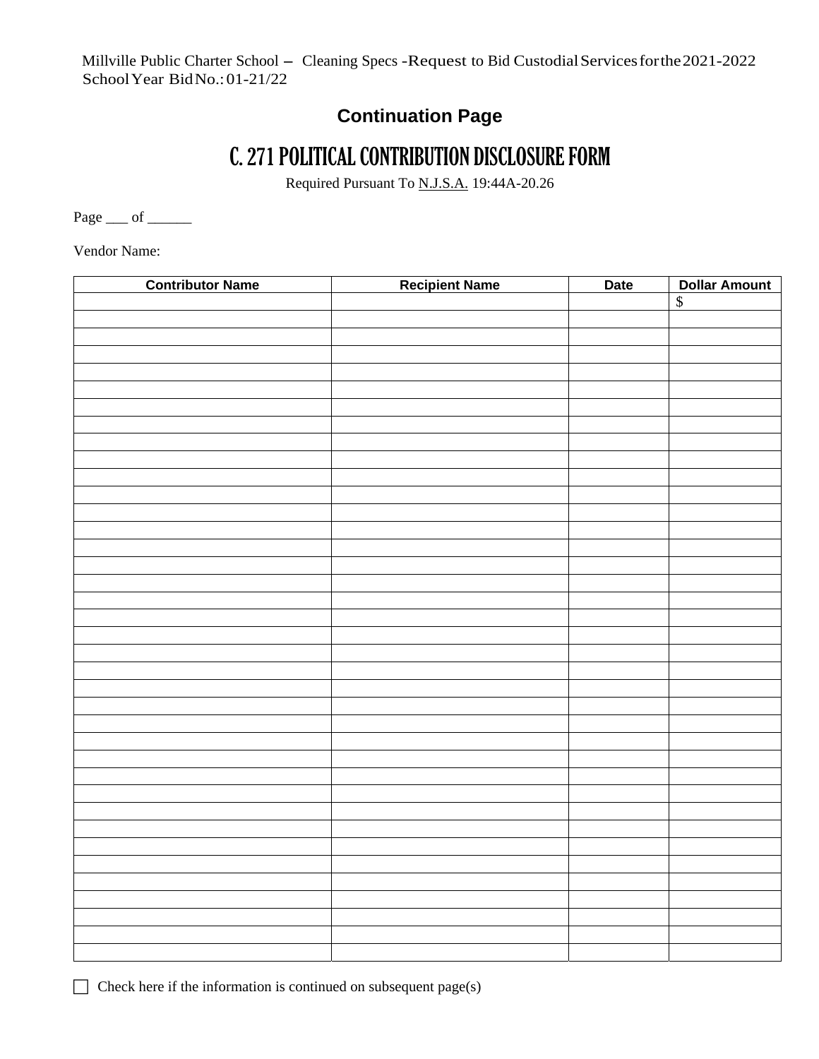Millville Public Charter School – Cleaning Specs -Request to Bid Custodial Services for the 2021-2022 School Year Bid No.: 01-21/22

## Continuation Page

# C. 271 POLITICAL CONTRIBUTION DISCLOSURE FORM

Required Pursuant To N.J.S.A. 19:44A-20.26

Page ___ of ______

Vendor Name:

| Contributor Name | Recipient Name | Date | Dollar Amount |
|---|---|---|---|
| | | | $ |
| | | | |
| | | | |
| | | | |
| | | | |
| | | | |
| | | | |
| | | | |
| | | | |
| | | | |
| | | | |
| | | | |
| | | | |
| | | | |
| | | | |
| | | | |
| | | | |
| | | | |
| | | | |
| | | | |
| | | | |
| | | | |
| | | | |
| | | | |
| | | | |
| | | | |
| | | | |
| | | | |
| | | | |
| | | | |
| | | | |
| | | | |
| | | | |
| | | | |
| | | | |
| | | | |
| | | | |
| | | | |

☐ Check here if the information is continued on subsequent page(s)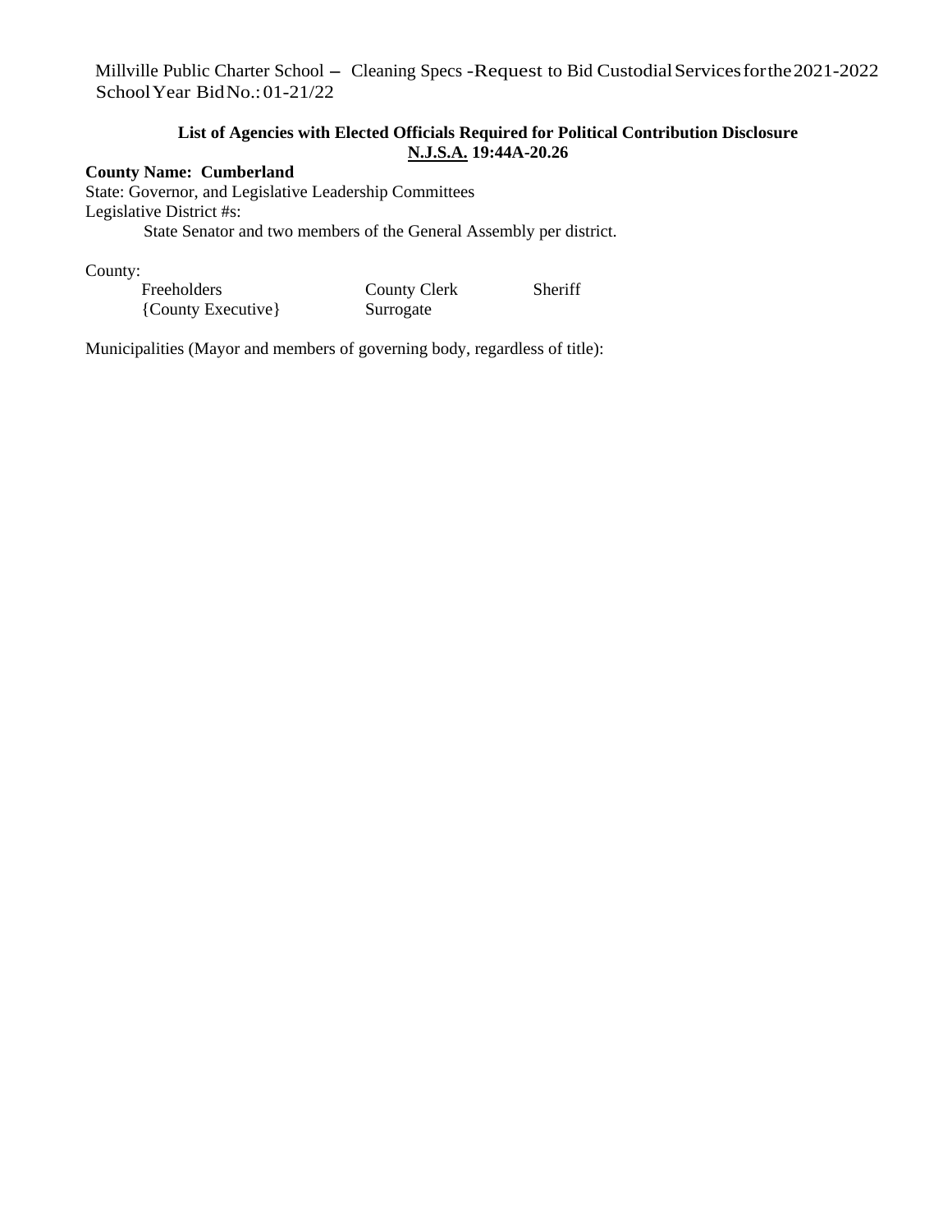Millville Public Charter School – Cleaning Specs -Request to Bid Custodial Services for the 2021-2022 School Year Bid No.: 01-21/22

**List of Agencies with Elected Officials Required for Political Contribution Disclosure**
**N.J.S.A. 19:44A-20.26**

**County Name: Cumberland**

State: Governor, and Legislative Leadership Committees

Legislative District #s:

State Senator and two members of the General Assembly per district.

County:

| | | |
|---|---|---|
| Freeholders | County Clerk | Sheriff |
| {County Executive} | Surrogate | |

Municipalities (Mayor and members of governing body, regardless of title):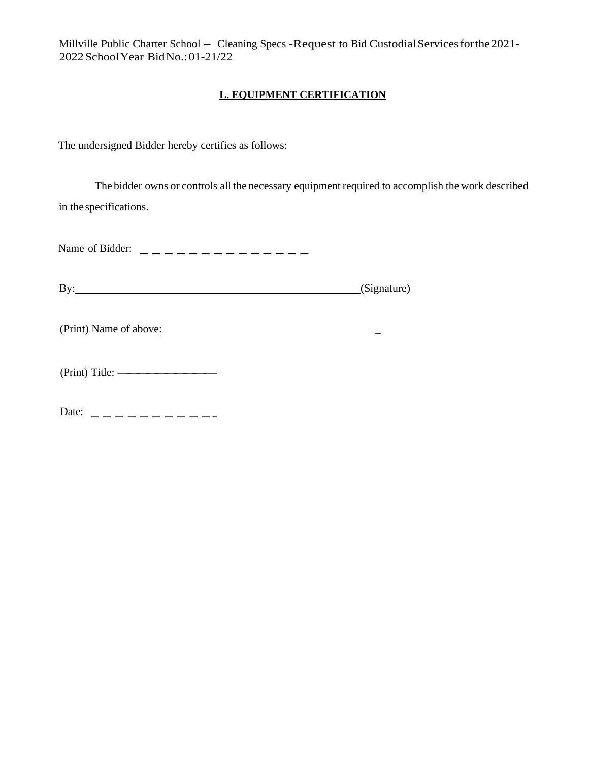## L. EQUIPMENT CERTIFICATION

The undersigned Bidder hereby certifies as follows:

The bidder owns or controls all the necessary equipment required to accomplish the work described in the specifications.

Name of Bidder: _______________

By:_______________________________________(Signature)

(Print) Name of above:_______________________________

(Print) Title: _______________

Date: ___________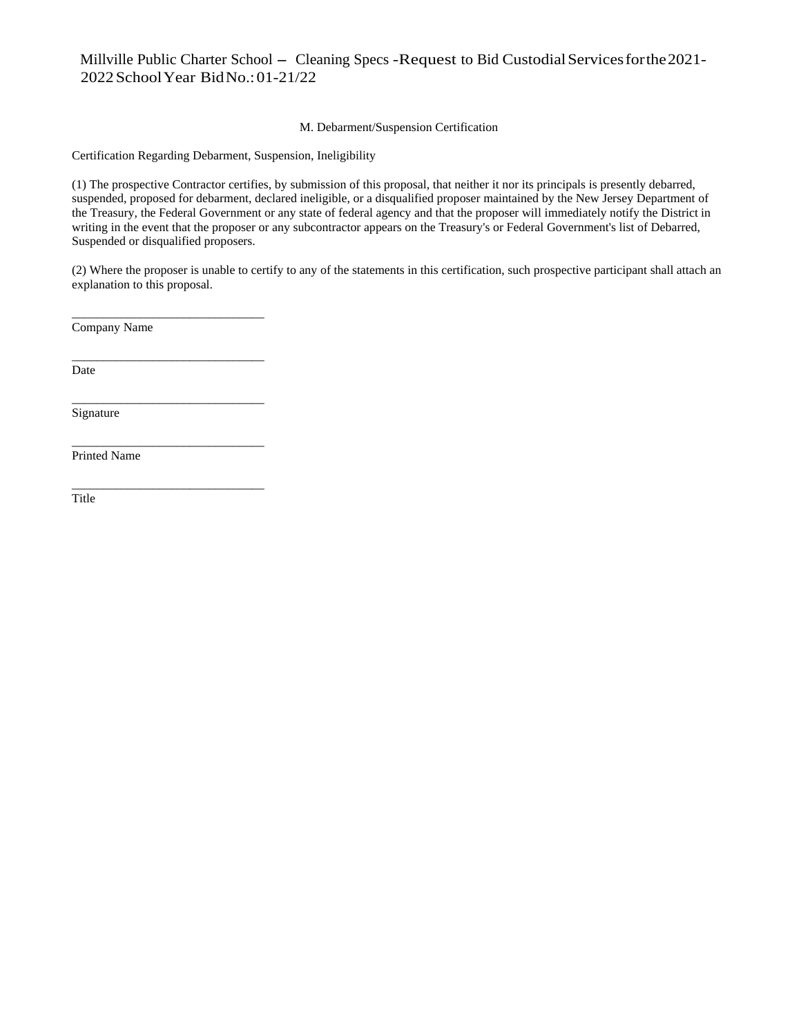## M. Debarment/Suspension Certification

Certification Regarding Debarment, Suspension, Ineligibility

(1) The prospective Contractor certifies, by submission of this proposal, that neither it nor its principals is presently debarred, suspended, proposed for debarment, declared ineligible, or a disqualified proposer maintained by the New Jersey Department of the Treasury, the Federal Government or any state of federal agency and that the proposer will immediately notify the District in writing in the event that the proposer or any subcontractor appears on the Treasury's or Federal Government's list of Debarred, Suspended or disqualified proposers.

(2) Where the proposer is unable to certify to any of the statements in this certification, such prospective participant shall attach an explanation to this proposal.

_______________________________
Company Name

_______________________________
Date

_______________________________
Signature

_______________________________
Printed Name

_______________________________
Title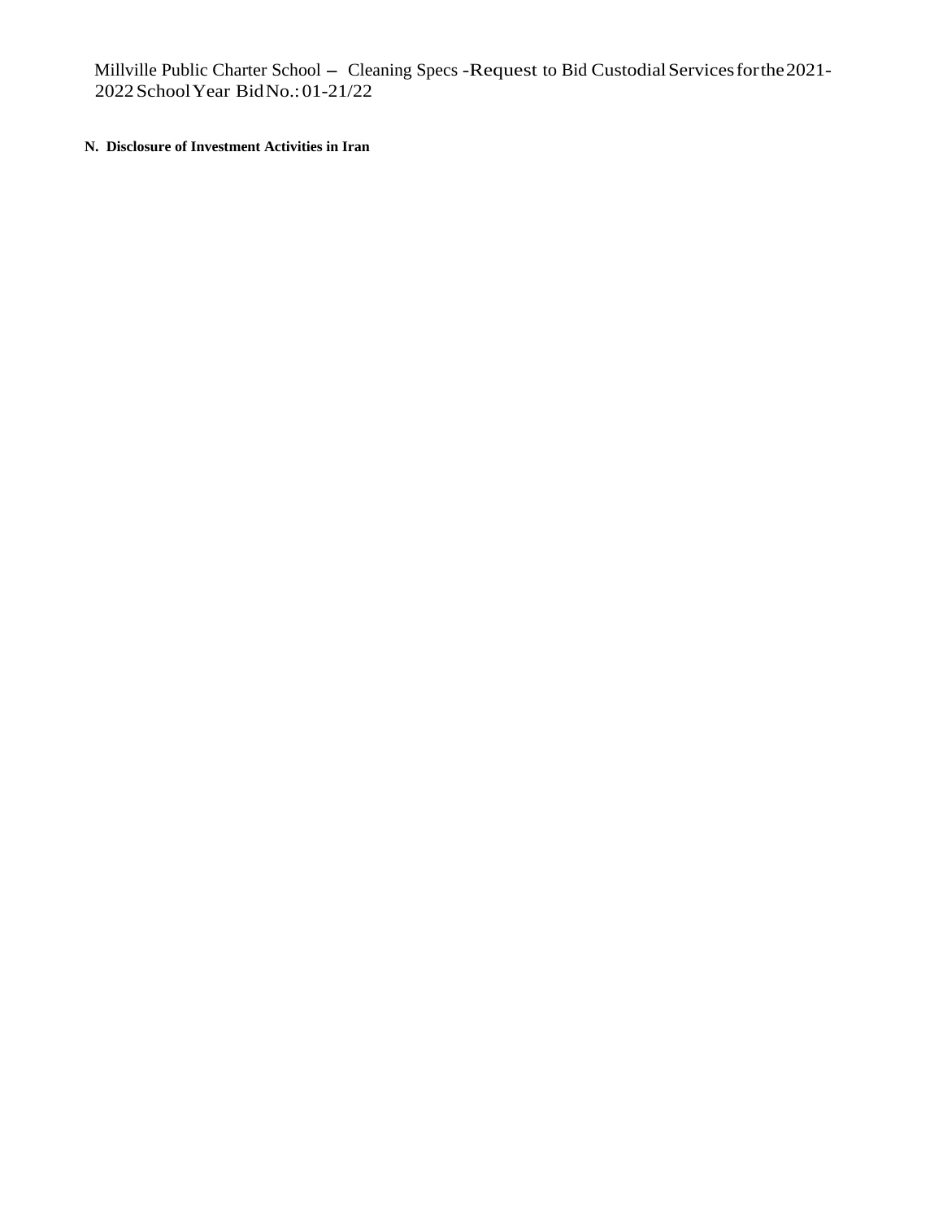**N. Disclosure of Investment Activities in Iran**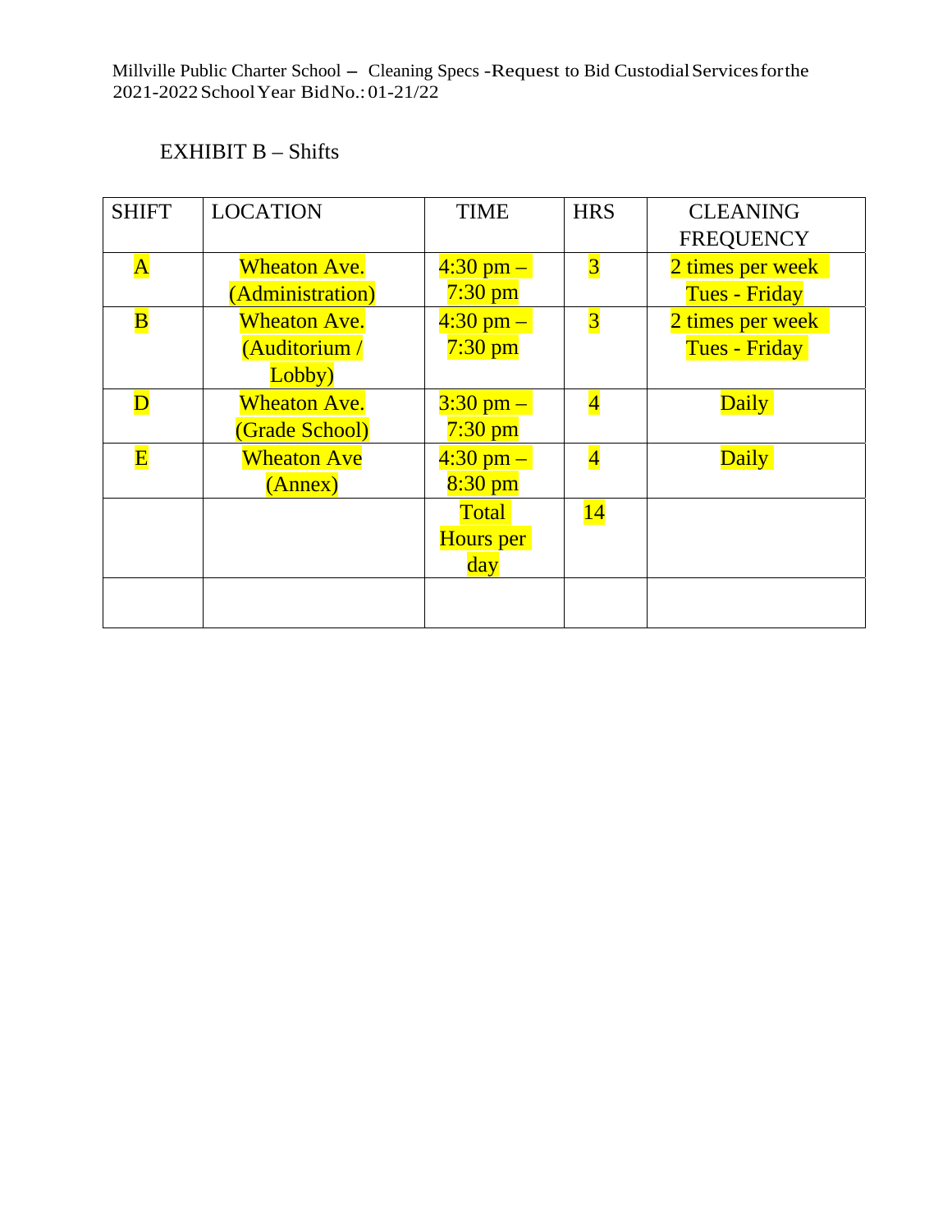EXHIBIT B – Shifts

| SHIFT | LOCATION | TIME | HRS | CLEANING FREQUENCY |
|---|---|---|---|---|
| A | Wheaton Ave. (Administration) | 4:30 pm – 7:30 pm | 3 | 2 times per week Tues - Friday |
| B | Wheaton Ave. (Auditorium / Lobby) | 4:30 pm – 7:30 pm | 3 | 2 times per week Tues - Friday |
| D | Wheaton Ave. (Grade School) | 3:30 pm – 7:30 pm | 4 | Daily |
| E | Wheaton Ave (Annex) | 4:30 pm – 8:30 pm | 4 | Daily |
| | | Total Hours per day | 14 | |
| | | | | |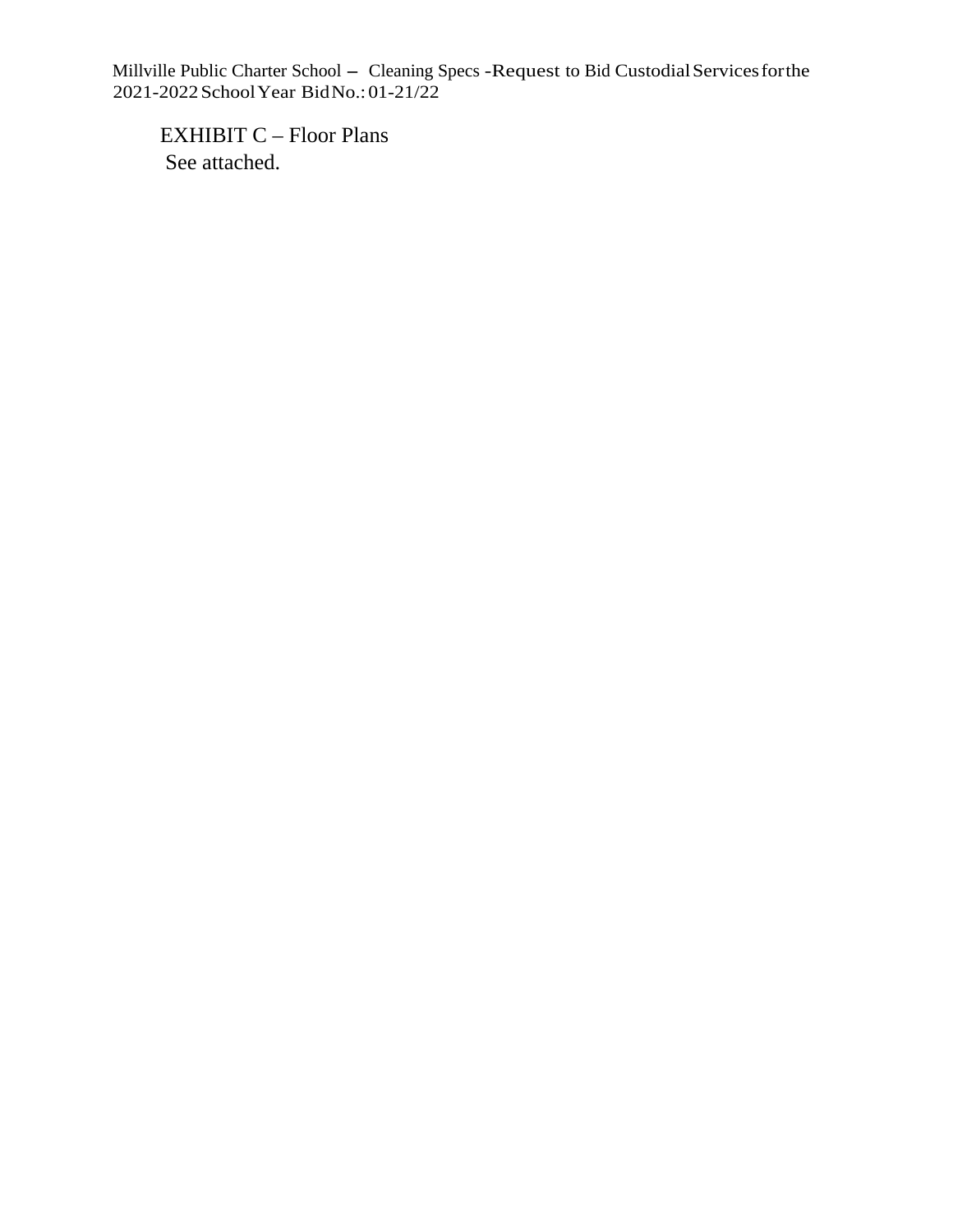EXHIBIT C – Floor Plans

See attached.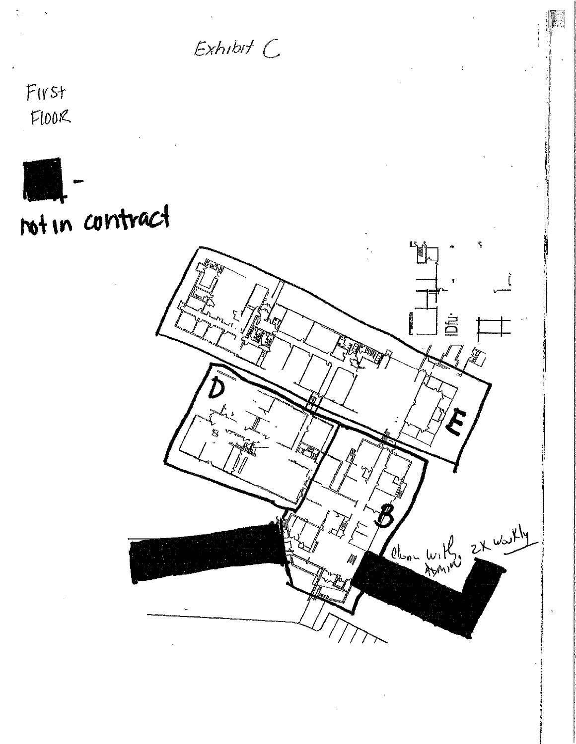# Exhibit C

First Floor

■ - not in contract

D

E

B

Clean with Admin 2X weekly

IDF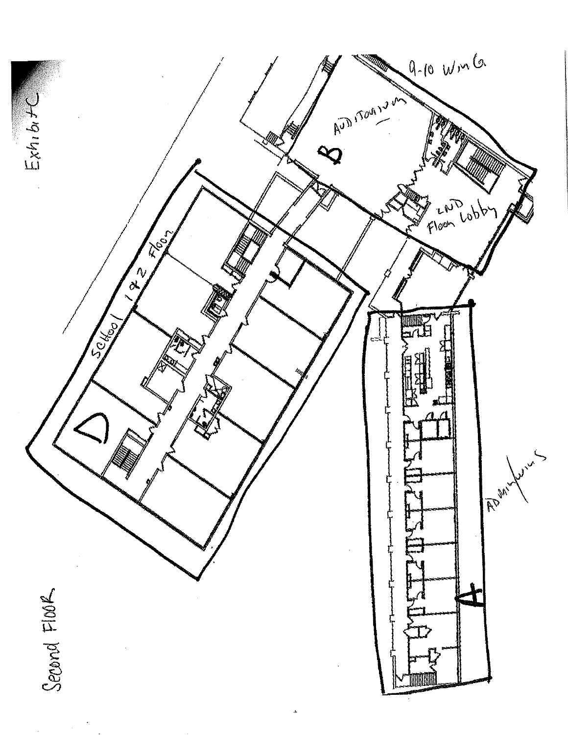Exhibit C

Second FLOOR

School 1 & 2 Floor

D

B

AUDITORIUM

9-10 WinG

2ND Floor Lobby

A

ADMIN/WING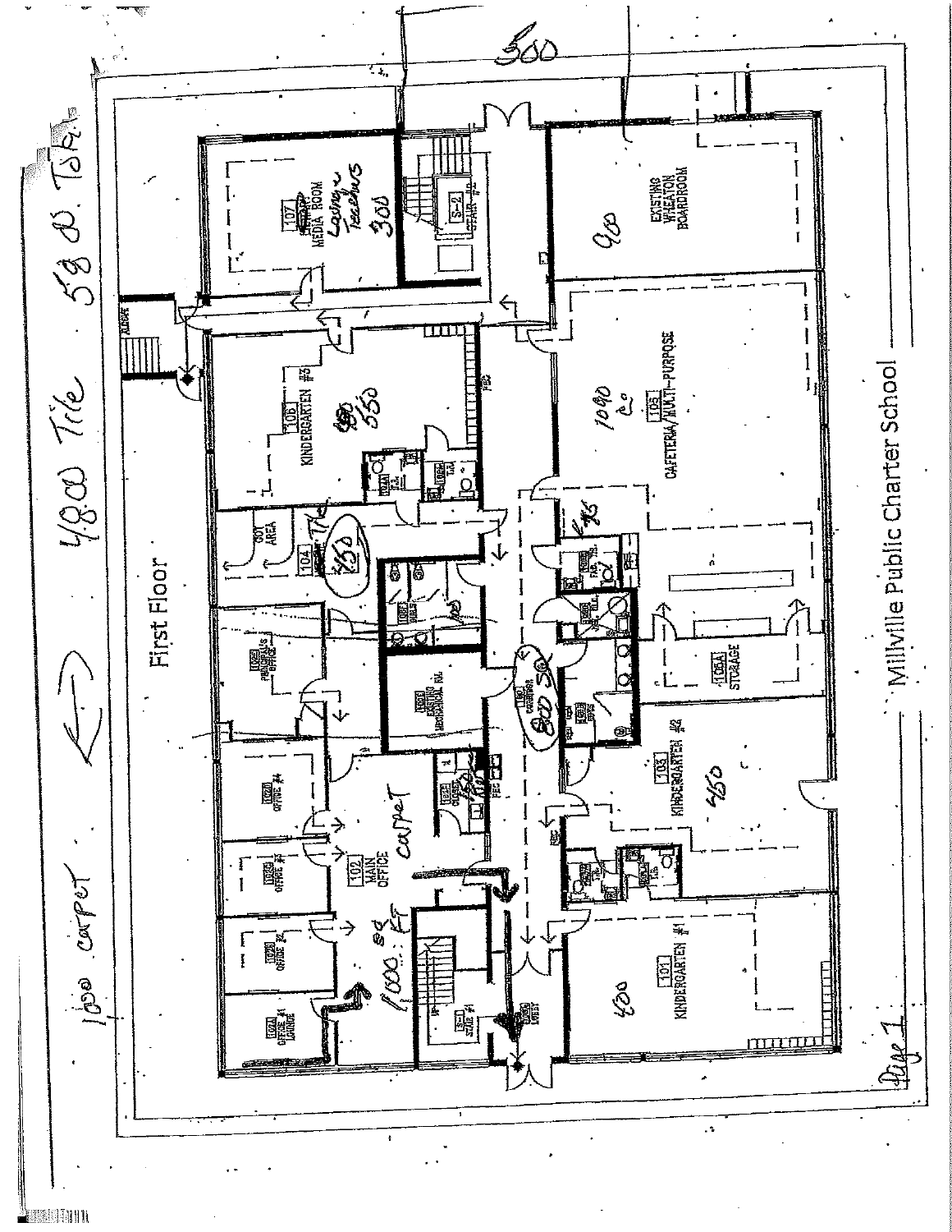# First Floor

1000 carpet ⟷ 4800 Tile 5800 Total

500

| Room | Label | Notes |
|---|---|---|
| 107 | Media Room | Lounge Teachers 300 |
| S-2 | Stair #2 | |
| | Existing Wheaton Boardroom | 900 |
| 106 | Kindergarten #3 | 550 |
| 105 | Cafeteria/Multi-Purpose | 1090 |
| 104 | | Tile 250 |
| | Cot Area | |
| 105A | Storage | |
| | Existing Mechanical Rm. | |
| | Corridor | 800 SQ |
| 103 | Kindergarten #2 | 460 |
| 102 | Main Office | carpet 1000 sq. ft |
| 102D | Office #4 | |
| 102C | Office #3 | |
| 102B | Office #2 | |
| 102A | Office #1 Lounge | |
| S-1 | Stair #1 | |
| | Lobby | |
| 101 | Kindergarten #1 | 400 |

Millville Public Charter School

Page 1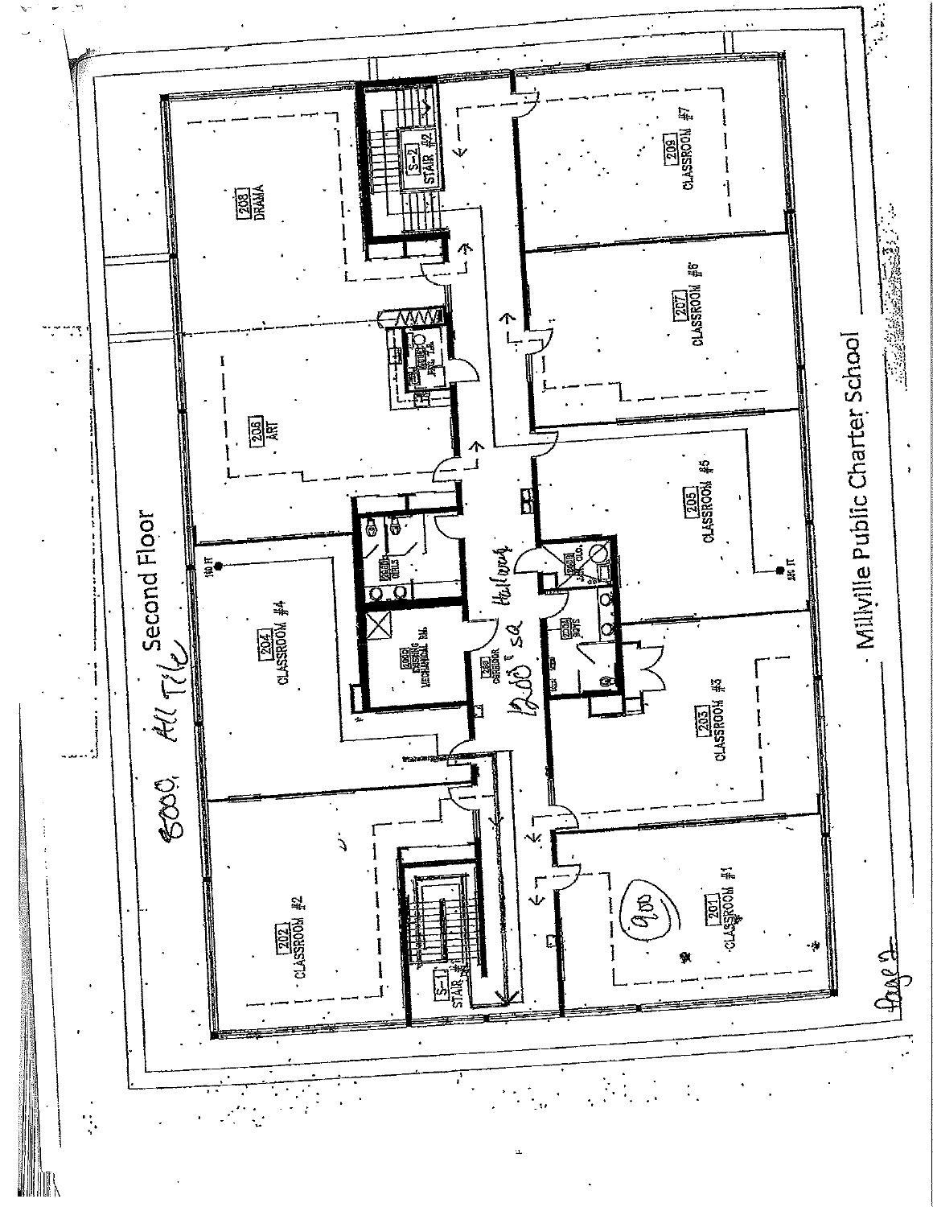# Second Floor

8000 All Tile

Millville Public Charter School

201 CLASSROOM #1

900

202 CLASSROOM #2

203 CLASSROOM #3

204 CLASSROOM #4

205 CLASSROOM #5

206 ART

207 CLASSROOM #6

208 DRAMA

209 CLASSROOM #7

210A BOYS

210B JAN. CLO.

210C GIRLS

210D MECHANICAL RM.

210E CORRIDOR

Hallway

1200 SQ

S-1 STAIR #1

S-2 STAIR #2

Page 2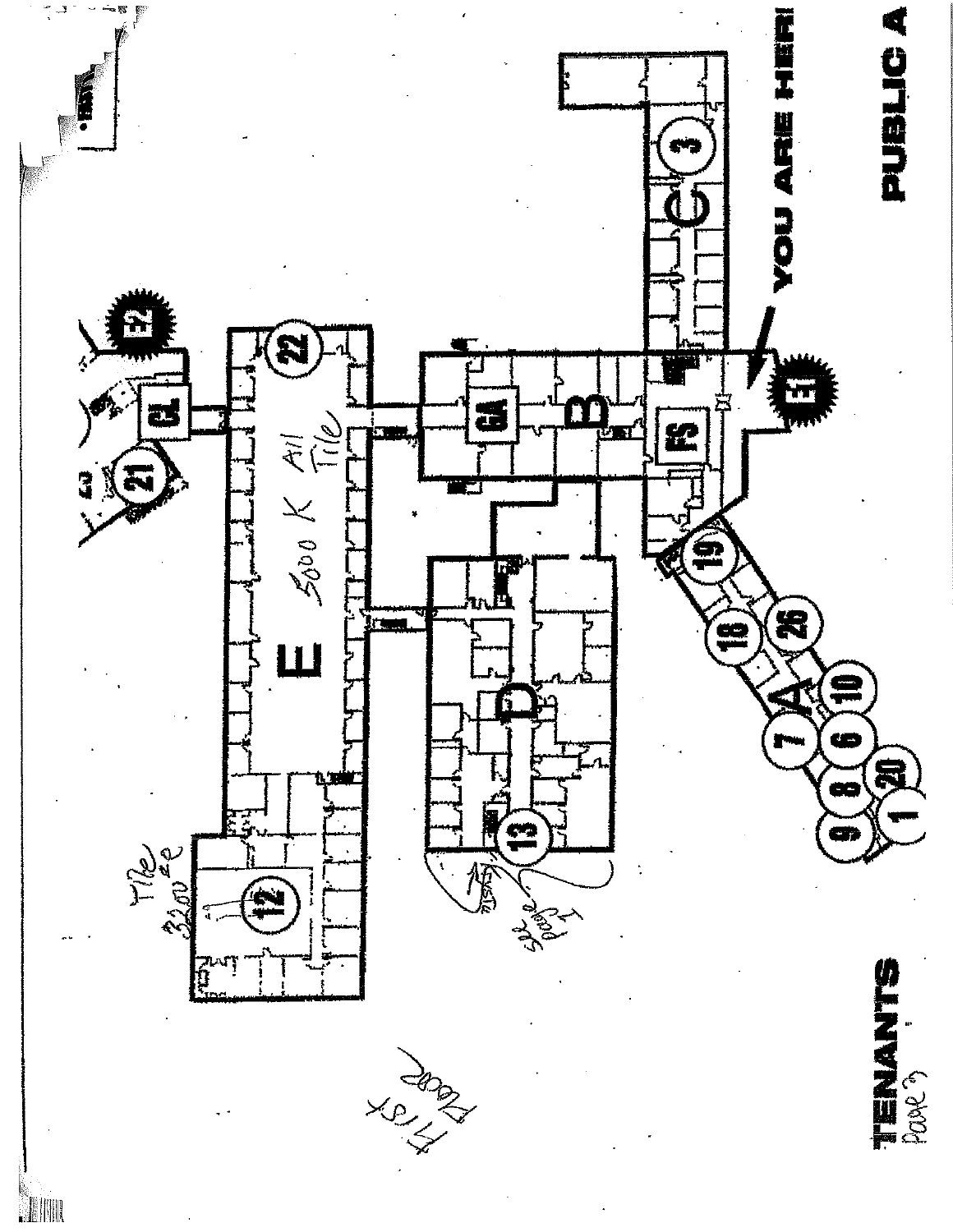PUBLIC A

YOU ARE HERE!

TENANTS

Page 3

E 3000 K All Tile

Tile 3200 ee

see page 1

First floor

E1

E2

A

B

C

D

E

CL

GA

FS

1

3

6

7

8

9

10

12

13

18

19

20

21

22

26